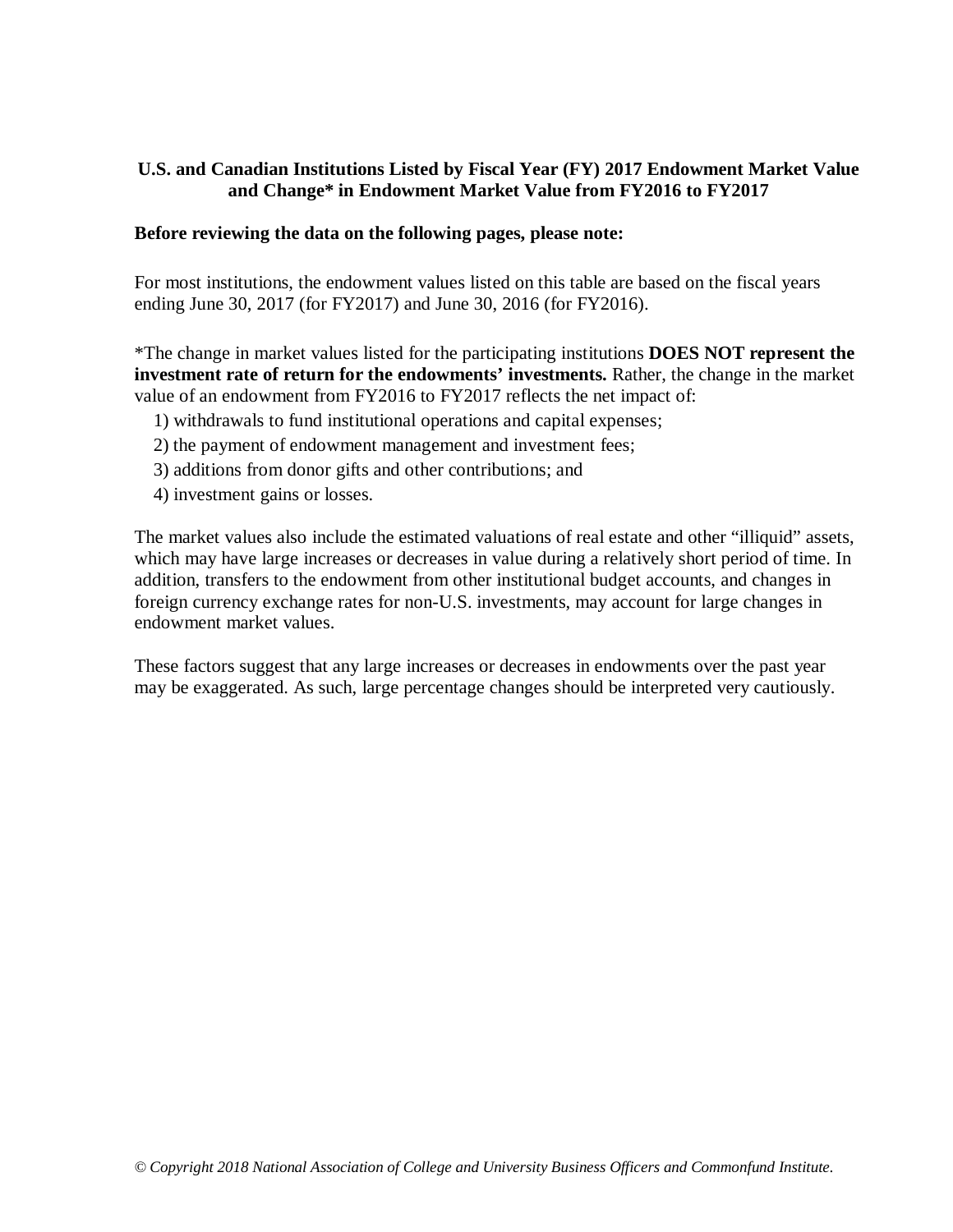# U.S. and Canadian Institutions Listed by Fiscal Year (FY) 2017 Endowment Market Value and Change* in Endowment Market Value from FY2016 to FY2017

**Before reviewing the data on the following pages, please note:**

For most institutions, the endowment values listed on this table are based on the fiscal years ending June 30, 2017 (for FY2017) and June 30, 2016 (for FY2016).

*The change in market values listed for the participating institutions **DOES NOT represent the investment rate of return for the endowments' investments.** Rather, the change in the market value of an endowment from FY2016 to FY2017 reflects the net impact of:

1) withdrawals to fund institutional operations and capital expenses;
2) the payment of endowment management and investment fees;
3) additions from donor gifts and other contributions; and
4) investment gains or losses.

The market values also include the estimated valuations of real estate and other "illiquid" assets, which may have large increases or decreases in value during a relatively short period of time. In addition, transfers to the endowment from other institutional budget accounts, and changes in foreign currency exchange rates for non-U.S. investments, may account for large changes in endowment market values.

These factors suggest that any large increases or decreases in endowments over the past year may be exaggerated. As such, large percentage changes should be interpreted very cautiously.

*© Copyright 2018 National Association of College and University Business Officers and Commonfund Institute.*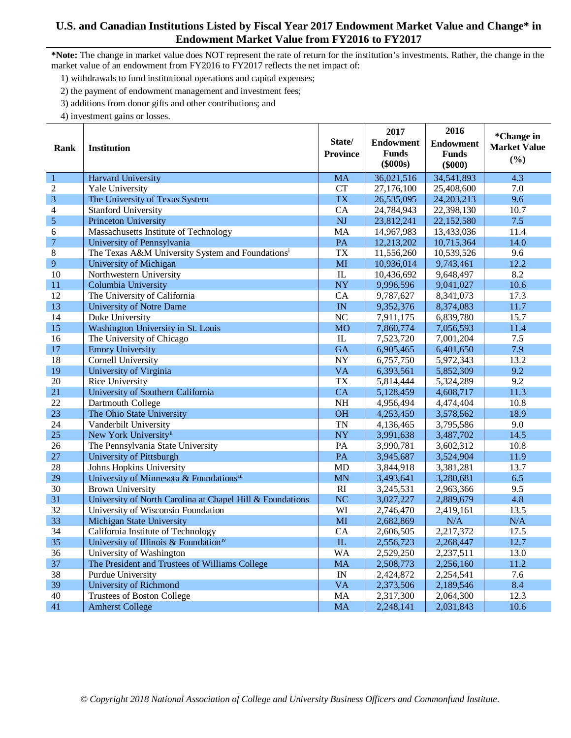# U.S. and Canadian Institutions Listed by Fiscal Year 2017 Endowment Market Value and Change* in Endowment Market Value from FY2016 to FY2017

***Note:** The change in market value does NOT represent the rate of return for the institution's investments. Rather, the change in the market value of an endowment from FY2016 to FY2017 reflects the net impact of:

1) withdrawals to fund institutional operations and capital expenses;
2) the payment of endowment management and investment fees;
3) additions from donor gifts and other contributions; and
4) investment gains or losses.

| Rank | Institution | State/ Province | 2017 Endowment Funds ($000s) | 2016 Endowment Funds ($000) | *Change in Market Value (%) |
|---|---|---|---|---|---|
| 1 | Harvard University | MA | 36,021,516 | 34,541,893 | 4.3 |
| 2 | Yale University | CT | 27,176,100 | 25,408,600 | 7.0 |
| 3 | The University of Texas System | TX | 26,535,095 | 24,203,213 | 9.6 |
| 4 | Stanford University | CA | 24,784,943 | 22,398,130 | 10.7 |
| 5 | Princeton University | NJ | 23,812,241 | 22,152,580 | 7.5 |
| 6 | Massachusetts Institute of Technology | MA | 14,967,983 | 13,433,036 | 11.4 |
| 7 | University of Pennsylvania | PA | 12,213,202 | 10,715,364 | 14.0 |
| 8 | The Texas A&M University System and Foundations[i] | TX | 11,556,260 | 10,539,526 | 9.6 |
| 9 | University of Michigan | MI | 10,936,014 | 9,743,461 | 12.2 |
| 10 | Northwestern University | IL | 10,436,692 | 9,648,497 | 8.2 |
| 11 | Columbia University | NY | 9,996,596 | 9,041,027 | 10.6 |
| 12 | The University of California | CA | 9,787,627 | 8,341,073 | 17.3 |
| 13 | University of Notre Dame | IN | 9,352,376 | 8,374,083 | 11.7 |
| 14 | Duke University | NC | 7,911,175 | 6,839,780 | 15.7 |
| 15 | Washington University in St. Louis | MO | 7,860,774 | 7,056,593 | 11.4 |
| 16 | The University of Chicago | IL | 7,523,720 | 7,001,204 | 7.5 |
| 17 | Emory University | GA | 6,905,465 | 6,401,650 | 7.9 |
| 18 | Cornell University | NY | 6,757,750 | 5,972,343 | 13.2 |
| 19 | University of Virginia | VA | 6,393,561 | 5,852,309 | 9.2 |
| 20 | Rice University | TX | 5,814,444 | 5,324,289 | 9.2 |
| 21 | University of Southern California | CA | 5,128,459 | 4,608,717 | 11.3 |
| 22 | Dartmouth College | NH | 4,956,494 | 4,474,404 | 10.8 |
| 23 | The Ohio State University | OH | 4,253,459 | 3,578,562 | 18.9 |
| 24 | Vanderbilt University | TN | 4,136,465 | 3,795,586 | 9.0 |
| 25 | New York University[ii] | NY | 3,991,638 | 3,487,702 | 14.5 |
| 26 | The Pennsylvania State University | PA | 3,990,781 | 3,602,312 | 10.8 |
| 27 | University of Pittsburgh | PA | 3,945,687 | 3,524,904 | 11.9 |
| 28 | Johns Hopkins University | MD | 3,844,918 | 3,381,281 | 13.7 |
| 29 | University of Minnesota & Foundations[iii] | MN | 3,493,641 | 3,280,681 | 6.5 |
| 30 | Brown University | RI | 3,245,531 | 2,963,366 | 9.5 |
| 31 | University of North Carolina at Chapel Hill & Foundations | NC | 3,027,227 | 2,889,679 | 4.8 |
| 32 | University of Wisconsin Foundation | WI | 2,746,470 | 2,419,161 | 13.5 |
| 33 | Michigan State University | MI | 2,682,869 | N/A | N/A |
| 34 | California Institute of Technology | CA | 2,606,505 | 2,217,372 | 17.5 |
| 35 | University of Illinois & Foundation[iv] | IL | 2,556,723 | 2,268,447 | 12.7 |
| 36 | University of Washington | WA | 2,529,250 | 2,237,511 | 13.0 |
| 37 | The President and Trustees of Williams College | MA | 2,508,773 | 2,256,160 | 11.2 |
| 38 | Purdue University | IN | 2,424,872 | 2,254,541 | 7.6 |
| 39 | University of Richmond | VA | 2,373,506 | 2,189,546 | 8.4 |
| 40 | Trustees of Boston College | MA | 2,317,300 | 2,064,300 | 12.3 |
| 41 | Amherst College | MA | 2,248,141 | 2,031,843 | 10.6 |

*© Copyright 2018 National Association of College and University Business Officers and Commonfund Institute.*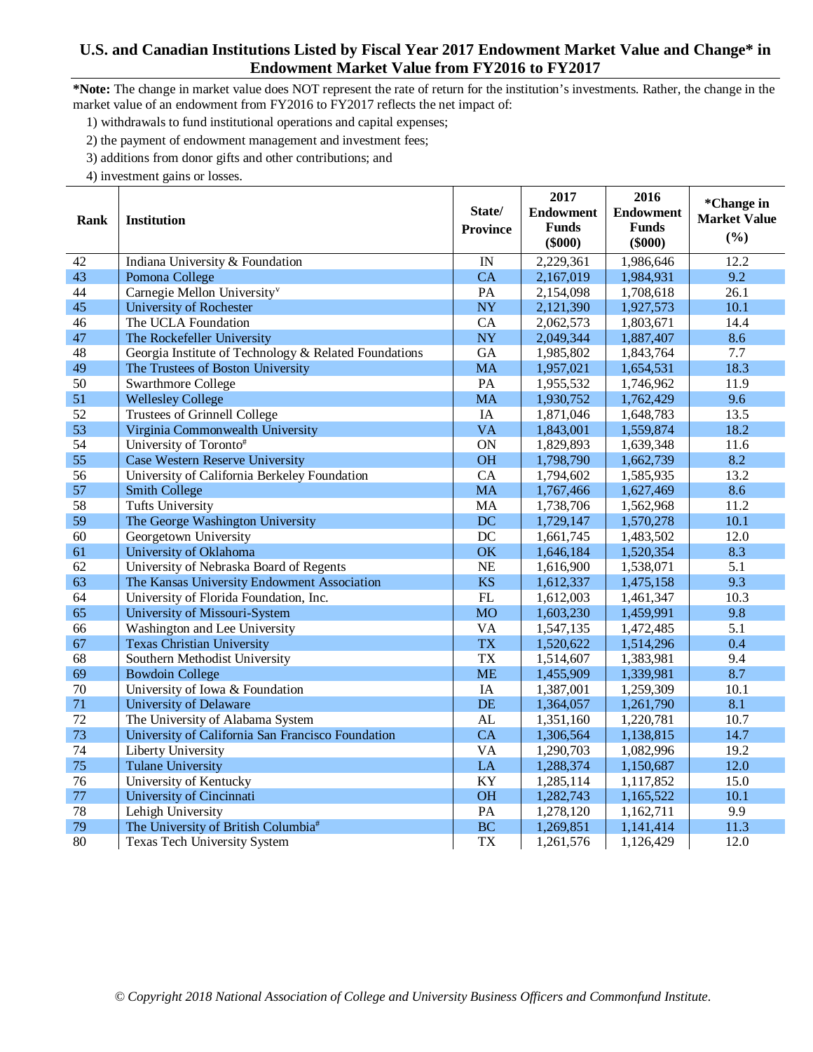# U.S. and Canadian Institutions Listed by Fiscal Year 2017 Endowment Market Value and Change* in Endowment Market Value from FY2016 to FY2017

***Note:** The change in market value does NOT represent the rate of return for the institution's investments. Rather, the change in the market value of an endowment from FY2016 to FY2017 reflects the net impact of:

1) withdrawals to fund institutional operations and capital expenses;
2) the payment of endowment management and investment fees;
3) additions from donor gifts and other contributions; and
4) investment gains or losses.

| Rank | Institution | State/ Province | 2017 Endowment Funds ($000) | 2016 Endowment Funds ($000) | *Change in Market Value (%) |
|---|---|---|---|---|---|
| 42 | Indiana University & Foundation | IN | 2,229,361 | 1,986,646 | 12.2 |
| 43 | Pomona College | CA | 2,167,019 | 1,984,931 | 9.2 |
| 44 | Carnegie Mellon University[v] | PA | 2,154,098 | 1,708,618 | 26.1 |
| 45 | University of Rochester | NY | 2,121,390 | 1,927,573 | 10.1 |
| 46 | The UCLA Foundation | CA | 2,062,573 | 1,803,671 | 14.4 |
| 47 | The Rockefeller University | NY | 2,049,344 | 1,887,407 | 8.6 |
| 48 | Georgia Institute of Technology & Related Foundations | GA | 1,985,802 | 1,843,764 | 7.7 |
| 49 | The Trustees of Boston University | MA | 1,957,021 | 1,654,531 | 18.3 |
| 50 | Swarthmore College | PA | 1,955,532 | 1,746,962 | 11.9 |
| 51 | Wellesley College | MA | 1,930,752 | 1,762,429 | 9.6 |
| 52 | Trustees of Grinnell College | IA | 1,871,046 | 1,648,783 | 13.5 |
| 53 | Virginia Commonwealth University | VA | 1,843,001 | 1,559,874 | 18.2 |
| 54 | University of Toronto[#] | ON | 1,829,893 | 1,639,348 | 11.6 |
| 55 | Case Western Reserve University | OH | 1,798,790 | 1,662,739 | 8.2 |
| 56 | University of California Berkeley Foundation | CA | 1,794,602 | 1,585,935 | 13.2 |
| 57 | Smith College | MA | 1,767,466 | 1,627,469 | 8.6 |
| 58 | Tufts University | MA | 1,738,706 | 1,562,968 | 11.2 |
| 59 | The George Washington University | DC | 1,729,147 | 1,570,278 | 10.1 |
| 60 | Georgetown University | DC | 1,661,745 | 1,483,502 | 12.0 |
| 61 | University of Oklahoma | OK | 1,646,184 | 1,520,354 | 8.3 |
| 62 | University of Nebraska Board of Regents | NE | 1,616,900 | 1,538,071 | 5.1 |
| 63 | The Kansas University Endowment Association | KS | 1,612,337 | 1,475,158 | 9.3 |
| 64 | University of Florida Foundation, Inc. | FL | 1,612,003 | 1,461,347 | 10.3 |
| 65 | University of Missouri-System | MO | 1,603,230 | 1,459,991 | 9.8 |
| 66 | Washington and Lee University | VA | 1,547,135 | 1,472,485 | 5.1 |
| 67 | Texas Christian University | TX | 1,520,622 | 1,514,296 | 0.4 |
| 68 | Southern Methodist University | TX | 1,514,607 | 1,383,981 | 9.4 |
| 69 | Bowdoin College | ME | 1,455,909 | 1,339,981 | 8.7 |
| 70 | University of Iowa & Foundation | IA | 1,387,001 | 1,259,309 | 10.1 |
| 71 | University of Delaware | DE | 1,364,057 | 1,261,790 | 8.1 |
| 72 | The University of Alabama System | AL | 1,351,160 | 1,220,781 | 10.7 |
| 73 | University of California San Francisco Foundation | CA | 1,306,564 | 1,138,815 | 14.7 |
| 74 | Liberty University | VA | 1,290,703 | 1,082,996 | 19.2 |
| 75 | Tulane University | LA | 1,288,374 | 1,150,687 | 12.0 |
| 76 | University of Kentucky | KY | 1,285,114 | 1,117,852 | 15.0 |
| 77 | University of Cincinnati | OH | 1,282,743 | 1,165,522 | 10.1 |
| 78 | Lehigh University | PA | 1,278,120 | 1,162,711 | 9.9 |
| 79 | The University of British Columbia[#] | BC | 1,269,851 | 1,141,414 | 11.3 |
| 80 | Texas Tech University System | TX | 1,261,576 | 1,126,429 | 12.0 |

*© Copyright 2018 National Association of College and University Business Officers and Commonfund Institute.*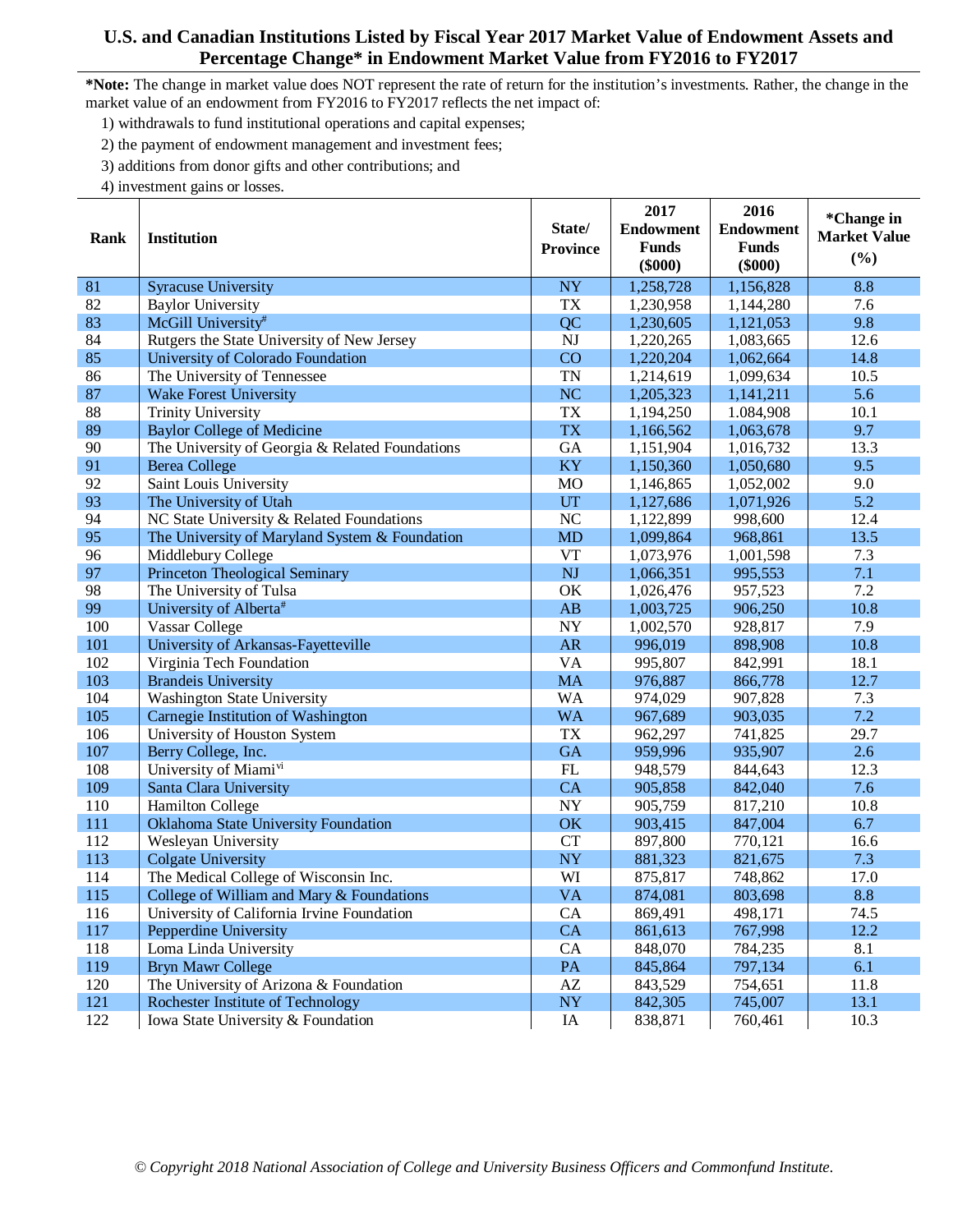# U.S. and Canadian Institutions Listed by Fiscal Year 2017 Market Value of Endowment Assets and Percentage Change* in Endowment Market Value from FY2016 to FY2017

***Note:** The change in market value does NOT represent the rate of return for the institution's investments. Rather, the change in the market value of an endowment from FY2016 to FY2017 reflects the net impact of:

1) withdrawals to fund institutional operations and capital expenses;
2) the payment of endowment management and investment fees;
3) additions from donor gifts and other contributions; and
4) investment gains or losses.

| Rank | Institution | State/ Province | 2017 Endowment Funds ($000) | 2016 Endowment Funds ($000) | *Change in Market Value (%) |
|---|---|---|---|---|---|
| 81 | Syracuse University | NY | 1,258,728 | 1,156,828 | 8.8 |
| 82 | Baylor University | TX | 1,230,958 | 1,144,280 | 7.6 |
| 83 | McGill University[#] | QC | 1,230,605 | 1,121,053 | 9.8 |
| 84 | Rutgers the State University of New Jersey | NJ | 1,220,265 | 1,083,665 | 12.6 |
| 85 | University of Colorado Foundation | CO | 1,220,204 | 1,062,664 | 14.8 |
| 86 | The University of Tennessee | TN | 1,214,619 | 1,099,634 | 10.5 |
| 87 | Wake Forest University | NC | 1,205,323 | 1,141,211 | 5.6 |
| 88 | Trinity University | TX | 1,194,250 | 1.084,908 | 10.1 |
| 89 | Baylor College of Medicine | TX | 1,166,562 | 1,063,678 | 9.7 |
| 90 | The University of Georgia & Related Foundations | GA | 1,151,904 | 1,016,732 | 13.3 |
| 91 | Berea College | KY | 1,150,360 | 1,050,680 | 9.5 |
| 92 | Saint Louis University | MO | 1,146,865 | 1,052,002 | 9.0 |
| 93 | The University of Utah | UT | 1,127,686 | 1,071,926 | 5.2 |
| 94 | NC State University & Related Foundations | NC | 1,122,899 | 998,600 | 12.4 |
| 95 | The University of Maryland System & Foundation | MD | 1,099,864 | 968,861 | 13.5 |
| 96 | Middlebury College | VT | 1,073,976 | 1,001,598 | 7.3 |
| 97 | Princeton Theological Seminary | NJ | 1,066,351 | 995,553 | 7.1 |
| 98 | The University of Tulsa | OK | 1,026,476 | 957,523 | 7.2 |
| 99 | University of Alberta[#] | AB | 1,003,725 | 906,250 | 10.8 |
| 100 | Vassar College | NY | 1,002,570 | 928,817 | 7.9 |
| 101 | University of Arkansas-Fayetteville | AR | 996,019 | 898,908 | 10.8 |
| 102 | Virginia Tech Foundation | VA | 995,807 | 842,991 | 18.1 |
| 103 | Brandeis University | MA | 976,887 | 866,778 | 12.7 |
| 104 | Washington State University | WA | 974,029 | 907,828 | 7.3 |
| 105 | Carnegie Institution of Washington | WA | 967,689 | 903,035 | 7.2 |
| 106 | University of Houston System | TX | 962,297 | 741,825 | 29.7 |
| 107 | Berry College, Inc. | GA | 959,996 | 935,907 | 2.6 |
| 108 | University of Miami[vi] | FL | 948,579 | 844,643 | 12.3 |
| 109 | Santa Clara University | CA | 905,858 | 842,040 | 7.6 |
| 110 | Hamilton College | NY | 905,759 | 817,210 | 10.8 |
| 111 | Oklahoma State University Foundation | OK | 903,415 | 847,004 | 6.7 |
| 112 | Wesleyan University | CT | 897,800 | 770,121 | 16.6 |
| 113 | Colgate University | NY | 881,323 | 821,675 | 7.3 |
| 114 | The Medical College of Wisconsin Inc. | WI | 875,817 | 748,862 | 17.0 |
| 115 | College of William and Mary & Foundations | VA | 874,081 | 803,698 | 8.8 |
| 116 | University of California Irvine Foundation | CA | 869,491 | 498,171 | 74.5 |
| 117 | Pepperdine University | CA | 861,613 | 767,998 | 12.2 |
| 118 | Loma Linda University | CA | 848,070 | 784,235 | 8.1 |
| 119 | Bryn Mawr College | PA | 845,864 | 797,134 | 6.1 |
| 120 | The University of Arizona & Foundation | AZ | 843,529 | 754,651 | 11.8 |
| 121 | Rochester Institute of Technology | NY | 842,305 | 745,007 | 13.1 |
| 122 | Iowa State University & Foundation | IA | 838,871 | 760,461 | 10.3 |

*© Copyright 2018 National Association of College and University Business Officers and Commonfund Institute.*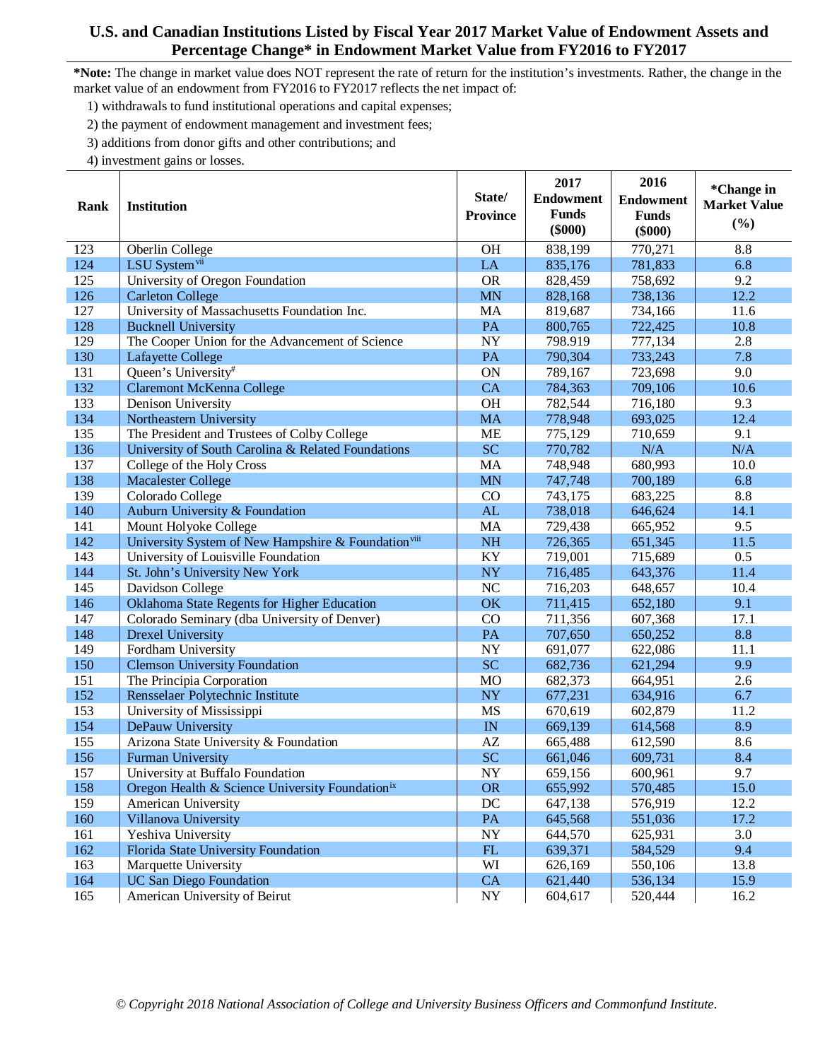# U.S. and Canadian Institutions Listed by Fiscal Year 2017 Market Value of Endowment Assets and Percentage Change* in Endowment Market Value from FY2016 to FY2017

***Note:** The change in market value does NOT represent the rate of return for the institution's investments. Rather, the change in the market value of an endowment from FY2016 to FY2017 reflects the net impact of:

1) withdrawals to fund institutional operations and capital expenses;
2) the payment of endowment management and investment fees;
3) additions from donor gifts and other contributions; and
4) investment gains or losses.

| Rank | Institution | State/ Province | 2017 Endowment Funds ($000) | 2016 Endowment Funds ($000) | *Change in Market Value (%) |
|---|---|---|---|---|---|
| 123 | Oberlin College | OH | 838,199 | 770,271 | 8.8 |
| 124 | LSU System[vii] | LA | 835,176 | 781,833 | 6.8 |
| 125 | University of Oregon Foundation | OR | 828,459 | 758,692 | 9.2 |
| 126 | Carleton College | MN | 828,168 | 738,136 | 12.2 |
| 127 | University of Massachusetts Foundation Inc. | MA | 819,687 | 734,166 | 11.6 |
| 128 | Bucknell University | PA | 800,765 | 722,425 | 10.8 |
| 129 | The Cooper Union for the Advancement of Science | NY | 798.919 | 777,134 | 2.8 |
| 130 | Lafayette College | PA | 790,304 | 733,243 | 7.8 |
| 131 | Queen's University[#] | ON | 789,167 | 723,698 | 9.0 |
| 132 | Claremont McKenna College | CA | 784,363 | 709,106 | 10.6 |
| 133 | Denison University | OH | 782,544 | 716,180 | 9.3 |
| 134 | Northeastern University | MA | 778,948 | 693,025 | 12.4 |
| 135 | The President and Trustees of Colby College | ME | 775,129 | 710,659 | 9.1 |
| 136 | University of South Carolina & Related Foundations | SC | 770,782 | N/A | N/A |
| 137 | College of the Holy Cross | MA | 748,948 | 680,993 | 10.0 |
| 138 | Macalester College | MN | 747,748 | 700,189 | 6.8 |
| 139 | Colorado College | CO | 743,175 | 683,225 | 8.8 |
| 140 | Auburn University & Foundation | AL | 738,018 | 646,624 | 14.1 |
| 141 | Mount Holyoke College | MA | 729,438 | 665,952 | 9.5 |
| 142 | University System of New Hampshire & Foundation[viii] | NH | 726,365 | 651,345 | 11.5 |
| 143 | University of Louisville Foundation | KY | 719,001 | 715,689 | 0.5 |
| 144 | St. John's University New York | NY | 716,485 | 643,376 | 11.4 |
| 145 | Davidson College | NC | 716,203 | 648,657 | 10.4 |
| 146 | Oklahoma State Regents for Higher Education | OK | 711,415 | 652,180 | 9.1 |
| 147 | Colorado Seminary (dba University of Denver) | CO | 711,356 | 607,368 | 17.1 |
| 148 | Drexel University | PA | 707,650 | 650,252 | 8.8 |
| 149 | Fordham University | NY | 691,077 | 622,086 | 11.1 |
| 150 | Clemson University Foundation | SC | 682,736 | 621,294 | 9.9 |
| 151 | The Principia Corporation | MO | 682,373 | 664,951 | 2.6 |
| 152 | Rensselaer Polytechnic Institute | NY | 677,231 | 634,916 | 6.7 |
| 153 | University of Mississippi | MS | 670,619 | 602,879 | 11.2 |
| 154 | DePauw University | IN | 669,139 | 614,568 | 8.9 |
| 155 | Arizona State University & Foundation | AZ | 665,488 | 612,590 | 8.6 |
| 156 | Furman University | SC | 661,046 | 609,731 | 8.4 |
| 157 | University at Buffalo Foundation | NY | 659,156 | 600,961 | 9.7 |
| 158 | Oregon Health & Science University Foundation[ix] | OR | 655,992 | 570,485 | 15.0 |
| 159 | American University | DC | 647,138 | 576,919 | 12.2 |
| 160 | Villanova University | PA | 645,568 | 551,036 | 17.2 |
| 161 | Yeshiva University | NY | 644,570 | 625,931 | 3.0 |
| 162 | Florida State University Foundation | FL | 639,371 | 584,529 | 9.4 |
| 163 | Marquette University | WI | 626,169 | 550,106 | 13.8 |
| 164 | UC San Diego Foundation | CA | 621,440 | 536,134 | 15.9 |
| 165 | American University of Beirut | NY | 604,617 | 520,444 | 16.2 |

*© Copyright 2018 National Association of College and University Business Officers and Commonfund Institute.*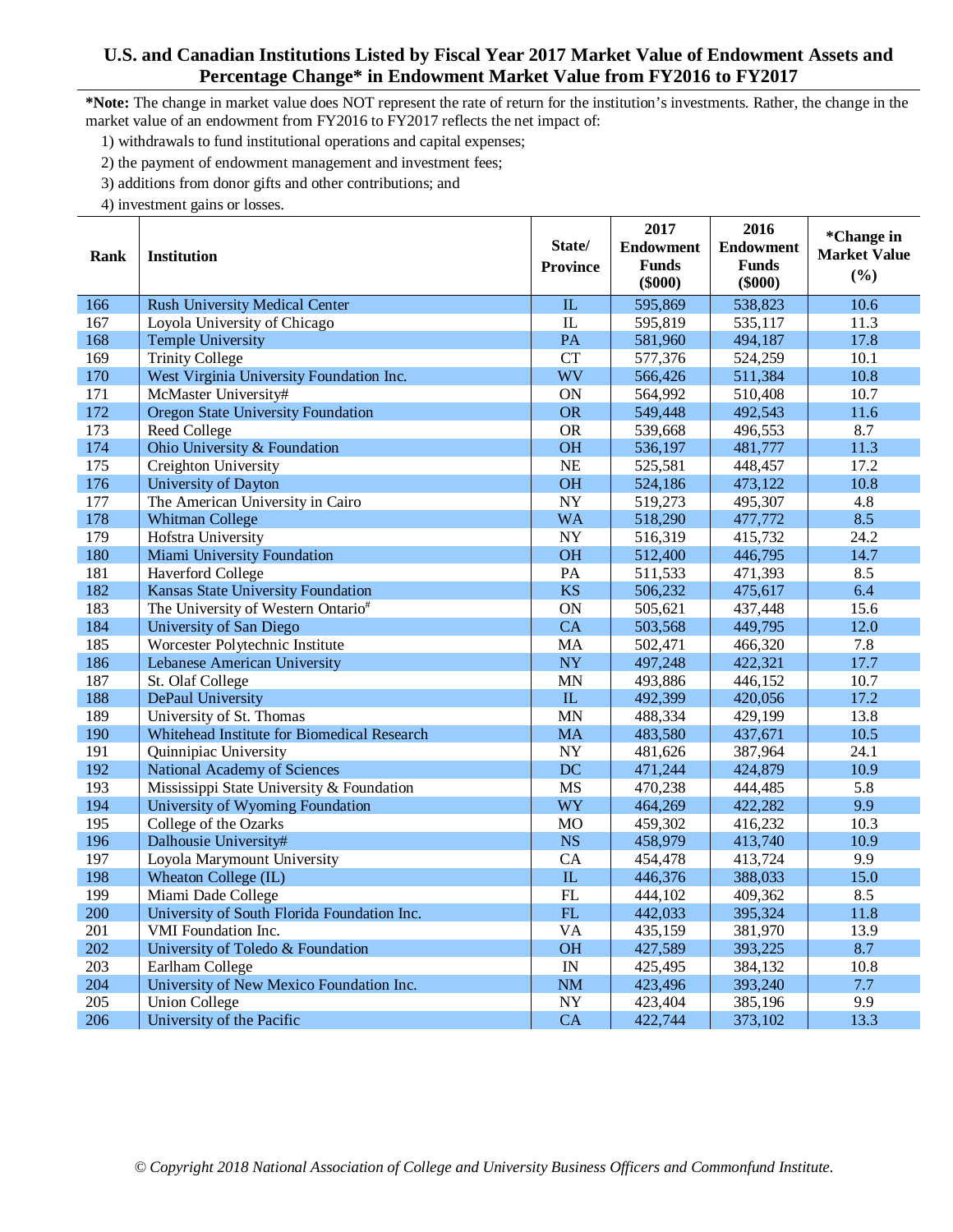## U.S. and Canadian Institutions Listed by Fiscal Year 2017 Market Value of Endowment Assets and Percentage Change* in Endowment Market Value from FY2016 to FY2017

**\*Note:** The change in market value does NOT represent the rate of return for the institution's investments. Rather, the change in the market value of an endowment from FY2016 to FY2017 reflects the net impact of:

1) withdrawals to fund institutional operations and capital expenses;
2) the payment of endowment management and investment fees;
3) additions from donor gifts and other contributions; and
4) investment gains or losses.

| Rank | Institution | State/ Province | 2017 Endowment Funds ($000) | 2016 Endowment Funds ($000) | *Change in Market Value (%) |
|---|---|---|---|---|---|
| 166 | Rush University Medical Center | IL | 595,869 | 538,823 | 10.6 |
| 167 | Loyola University of Chicago | IL | 595,819 | 535,117 | 11.3 |
| 168 | Temple University | PA | 581,960 | 494,187 | 17.8 |
| 169 | Trinity College | CT | 577,376 | 524,259 | 10.1 |
| 170 | West Virginia University Foundation Inc. | WV | 566,426 | 511,384 | 10.8 |
| 171 | McMaster University# | ON | 564,992 | 510,408 | 10.7 |
| 172 | Oregon State University Foundation | OR | 549,448 | 492,543 | 11.6 |
| 173 | Reed College | OR | 539,668 | 496,553 | 8.7 |
| 174 | Ohio University & Foundation | OH | 536,197 | 481,777 | 11.3 |
| 175 | Creighton University | NE | 525,581 | 448,457 | 17.2 |
| 176 | University of Dayton | OH | 524,186 | 473,122 | 10.8 |
| 177 | The American University in Cairo | NY | 519,273 | 495,307 | 4.8 |
| 178 | Whitman College | WA | 518,290 | 477,772 | 8.5 |
| 179 | Hofstra University | NY | 516,319 | 415,732 | 24.2 |
| 180 | Miami University Foundation | OH | 512,400 | 446,795 | 14.7 |
| 181 | Haverford College | PA | 511,533 | 471,393 | 8.5 |
| 182 | Kansas State University Foundation | KS | 506,232 | 475,617 | 6.4 |
| 183 | The University of Western Ontario# | ON | 505,621 | 437,448 | 15.6 |
| 184 | University of San Diego | CA | 503,568 | 449,795 | 12.0 |
| 185 | Worcester Polytechnic Institute | MA | 502,471 | 466,320 | 7.8 |
| 186 | Lebanese American University | NY | 497,248 | 422,321 | 17.7 |
| 187 | St. Olaf College | MN | 493,886 | 446,152 | 10.7 |
| 188 | DePaul University | IL | 492,399 | 420,056 | 17.2 |
| 189 | University of St. Thomas | MN | 488,334 | 429,199 | 13.8 |
| 190 | Whitehead Institute for Biomedical Research | MA | 483,580 | 437,671 | 10.5 |
| 191 | Quinnipiac University | NY | 481,626 | 387,964 | 24.1 |
| 192 | National Academy of Sciences | DC | 471,244 | 424,879 | 10.9 |
| 193 | Mississippi State University & Foundation | MS | 470,238 | 444,485 | 5.8 |
| 194 | University of Wyoming Foundation | WY | 464,269 | 422,282 | 9.9 |
| 195 | College of the Ozarks | MO | 459,302 | 416,232 | 10.3 |
| 196 | Dalhousie University# | NS | 458,979 | 413,740 | 10.9 |
| 197 | Loyola Marymount University | CA | 454,478 | 413,724 | 9.9 |
| 198 | Wheaton College (IL) | IL | 446,376 | 388,033 | 15.0 |
| 199 | Miami Dade College | FL | 444,102 | 409,362 | 8.5 |
| 200 | University of South Florida Foundation Inc. | FL | 442,033 | 395,324 | 11.8 |
| 201 | VMI Foundation Inc. | VA | 435,159 | 381,970 | 13.9 |
| 202 | University of Toledo & Foundation | OH | 427,589 | 393,225 | 8.7 |
| 203 | Earlham College | IN | 425,495 | 384,132 | 10.8 |
| 204 | University of New Mexico Foundation Inc. | NM | 423,496 | 393,240 | 7.7 |
| 205 | Union College | NY | 423,404 | 385,196 | 9.9 |
| 206 | University of the Pacific | CA | 422,744 | 373,102 | 13.3 |

*© Copyright 2018 National Association of College and University Business Officers and Commonfund Institute.*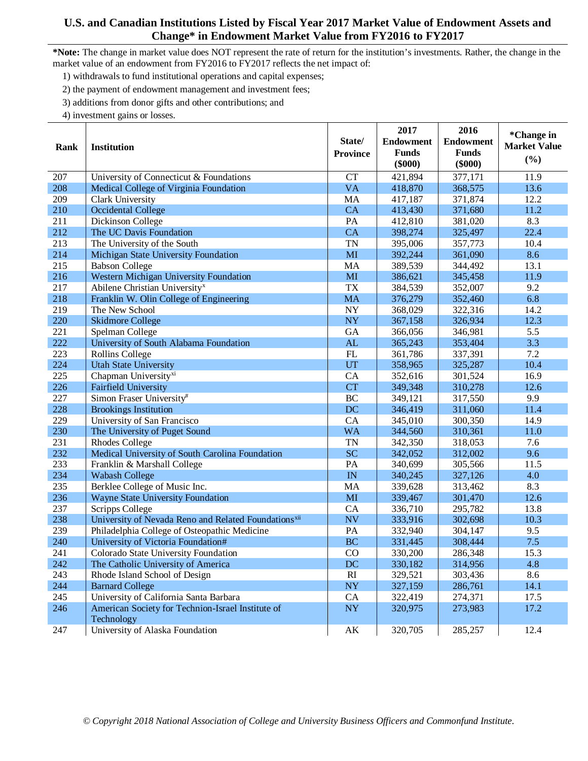# U.S. and Canadian Institutions Listed by Fiscal Year 2017 Market Value of Endowment Assets and Change* in Endowment Market Value from FY2016 to FY2017

***Note:** The change in market value does NOT represent the rate of return for the institution's investments. Rather, the change in the market value of an endowment from FY2016 to FY2017 reflects the net impact of:

1) withdrawals to fund institutional operations and capital expenses;
2) the payment of endowment management and investment fees;
3) additions from donor gifts and other contributions; and
4) investment gains or losses.

| Rank | Institution | State/ Province | 2017 Endowment Funds ($000) | 2016 Endowment Funds ($000) | *Change in Market Value (%) |
|---|---|---|---|---|---|
| 207 | University of Connecticut & Foundations | CT | 421,894 | 377,171 | 11.9 |
| 208 | Medical College of Virginia Foundation | VA | 418,870 | 368,575 | 13.6 |
| 209 | Clark University | MA | 417,187 | 371,874 | 12.2 |
| 210 | Occidental College | CA | 413,430 | 371,680 | 11.2 |
| 211 | Dickinson College | PA | 412,810 | 381,020 | 8.3 |
| 212 | The UC Davis Foundation | CA | 398,274 | 325,497 | 22.4 |
| 213 | The University of the South | TN | 395,006 | 357,773 | 10.4 |
| 214 | Michigan State University Foundation | MI | 392,244 | 361,090 | 8.6 |
| 215 | Babson College | MA | 389,539 | 344,492 | 13.1 |
| 216 | Western Michigan University Foundation | MI | 386,621 | 345,458 | 11.9 |
| 217 | Abilene Christian University[x] | TX | 384,539 | 352,007 | 9.2 |
| 218 | Franklin W. Olin College of Engineering | MA | 376,279 | 352,460 | 6.8 |
| 219 | The New School | NY | 368,029 | 322,316 | 14.2 |
| 220 | Skidmore College | NY | 367,158 | 326,934 | 12.3 |
| 221 | Spelman College | GA | 366,056 | 346,981 | 5.5 |
| 222 | University of South Alabama Foundation | AL | 365,243 | 353,404 | 3.3 |
| 223 | Rollins College | FL | 361,786 | 337,391 | 7.2 |
| 224 | Utah State University | UT | 358,965 | 325,287 | 10.4 |
| 225 | Chapman University[xi] | CA | 352,616 | 301,524 | 16.9 |
| 226 | Fairfield University | CT | 349,348 | 310,278 | 12.6 |
| 227 | Simon Fraser University[#] | BC | 349,121 | 317,550 | 9.9 |
| 228 | Brookings Institution | DC | 346,419 | 311,060 | 11.4 |
| 229 | University of San Francisco | CA | 345,010 | 300,350 | 14.9 |
| 230 | The University of Puget Sound | WA | 344,560 | 310,361 | 11.0 |
| 231 | Rhodes College | TN | 342,350 | 318,053 | 7.6 |
| 232 | Medical University of South Carolina Foundation | SC | 342,052 | 312,002 | 9.6 |
| 233 | Franklin & Marshall College | PA | 340,699 | 305,566 | 11.5 |
| 234 | Wabash College | IN | 340,245 | 327,126 | 4.0 |
| 235 | Berklee College of Music Inc. | MA | 339,628 | 313,462 | 8.3 |
| 236 | Wayne State University Foundation | MI | 339,467 | 301,470 | 12.6 |
| 237 | Scripps College | CA | 336,710 | 295,782 | 13.8 |
| 238 | University of Nevada Reno and Related Foundations[xii] | NV | 333,916 | 302,698 | 10.3 |
| 239 | Philadelphia College of Osteopathic Medicine | PA | 332,940 | 304,147 | 9.5 |
| 240 | University of Victoria Foundation# | BC | 331,445 | 308,444 | 7.5 |
| 241 | Colorado State University Foundation | CO | 330,200 | 286,348 | 15.3 |
| 242 | The Catholic University of America | DC | 330,182 | 314,956 | 4.8 |
| 243 | Rhode Island School of Design | RI | 329,521 | 303,436 | 8.6 |
| 244 | Barnard College | NY | 327,159 | 286,761 | 14.1 |
| 245 | University of California Santa Barbara | CA | 322,419 | 274,371 | 17.5 |
| 246 | American Society for Technion-Israel Institute of Technology | NY | 320,975 | 273,983 | 17.2 |
| 247 | University of Alaska Foundation | AK | 320,705 | 285,257 | 12.4 |

*© Copyright 2018 National Association of College and University Business Officers and Commonfund Institute.*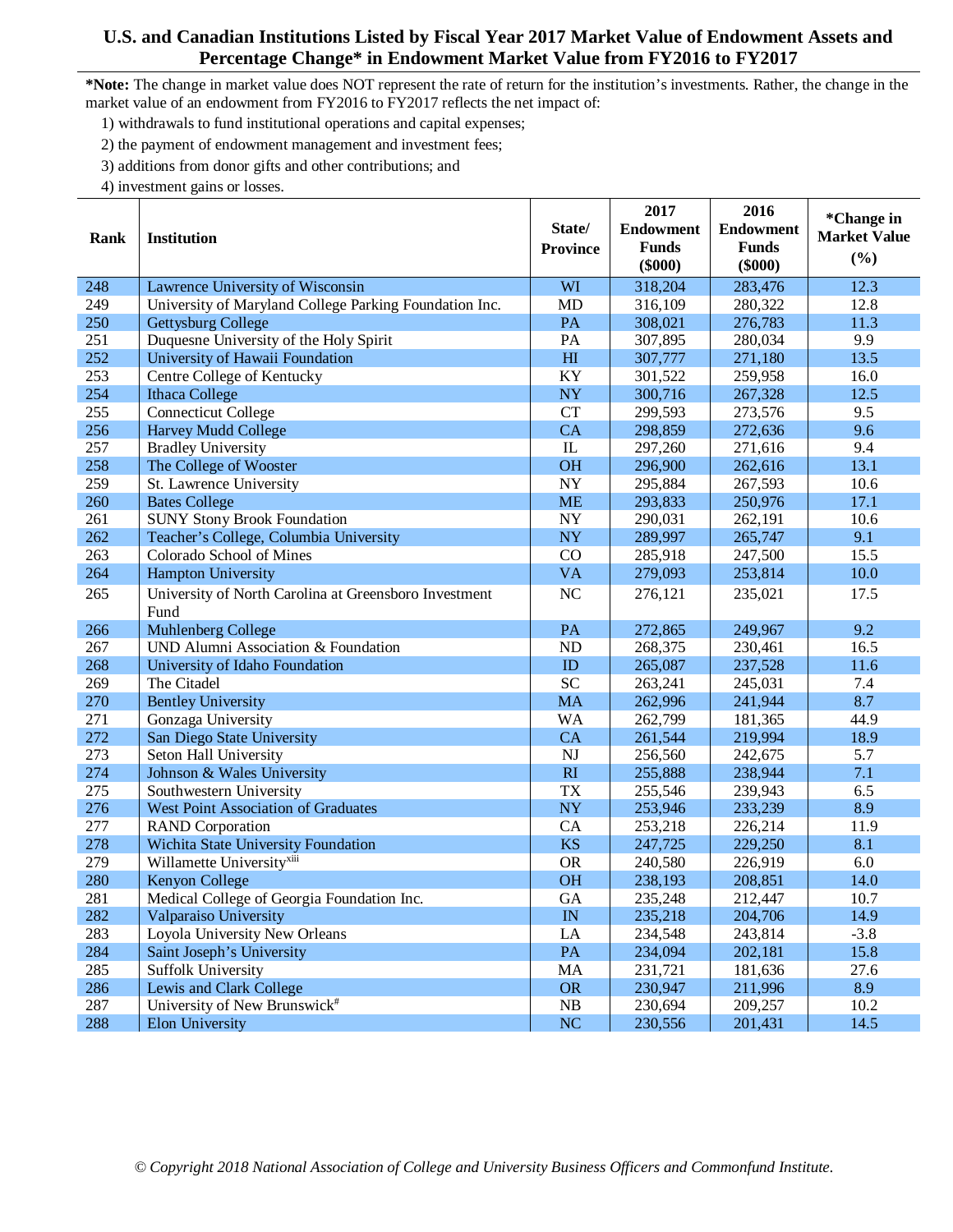# U.S. and Canadian Institutions Listed by Fiscal Year 2017 Market Value of Endowment Assets and Percentage Change* in Endowment Market Value from FY2016 to FY2017

***Note:** The change in market value does NOT represent the rate of return for the institution's investments. Rather, the change in the market value of an endowment from FY2016 to FY2017 reflects the net impact of:

1) withdrawals to fund institutional operations and capital expenses;
2) the payment of endowment management and investment fees;
3) additions from donor gifts and other contributions; and
4) investment gains or losses.

| Rank | Institution | State/ Province | 2017 Endowment Funds ($000) | 2016 Endowment Funds ($000) | *Change in Market Value (%) |
|---|---|---|---|---|---|
| 248 | Lawrence University of Wisconsin | WI | 318,204 | 283,476 | 12.3 |
| 249 | University of Maryland College Parking Foundation Inc. | MD | 316,109 | 280,322 | 12.8 |
| 250 | Gettysburg College | PA | 308,021 | 276,783 | 11.3 |
| 251 | Duquesne University of the Holy Spirit | PA | 307,895 | 280,034 | 9.9 |
| 252 | University of Hawaii Foundation | HI | 307,777 | 271,180 | 13.5 |
| 253 | Centre College of Kentucky | KY | 301,522 | 259,958 | 16.0 |
| 254 | Ithaca College | NY | 300,716 | 267,328 | 12.5 |
| 255 | Connecticut College | CT | 299,593 | 273,576 | 9.5 |
| 256 | Harvey Mudd College | CA | 298,859 | 272,636 | 9.6 |
| 257 | Bradley University | IL | 297,260 | 271,616 | 9.4 |
| 258 | The College of Wooster | OH | 296,900 | 262,616 | 13.1 |
| 259 | St. Lawrence University | NY | 295,884 | 267,593 | 10.6 |
| 260 | Bates College | ME | 293,833 | 250,976 | 17.1 |
| 261 | SUNY Stony Brook Foundation | NY | 290,031 | 262,191 | 10.6 |
| 262 | Teacher's College, Columbia University | NY | 289,997 | 265,747 | 9.1 |
| 263 | Colorado School of Mines | CO | 285,918 | 247,500 | 15.5 |
| 264 | Hampton University | VA | 279,093 | 253,814 | 10.0 |
| 265 | University of North Carolina at Greensboro Investment Fund | NC | 276,121 | 235,021 | 17.5 |
| 266 | Muhlenberg College | PA | 272,865 | 249,967 | 9.2 |
| 267 | UND Alumni Association & Foundation | ND | 268,375 | 230,461 | 16.5 |
| 268 | University of Idaho Foundation | ID | 265,087 | 237,528 | 11.6 |
| 269 | The Citadel | SC | 263,241 | 245,031 | 7.4 |
| 270 | Bentley University | MA | 262,996 | 241,944 | 8.7 |
| 271 | Gonzaga University | WA | 262,799 | 181,365 | 44.9 |
| 272 | San Diego State University | CA | 261,544 | 219,994 | 18.9 |
| 273 | Seton Hall University | NJ | 256,560 | 242,675 | 5.7 |
| 274 | Johnson & Wales University | RI | 255,888 | 238,944 | 7.1 |
| 275 | Southwestern University | TX | 255,546 | 239,943 | 6.5 |
| 276 | West Point Association of Graduates | NY | 253,946 | 233,239 | 8.9 |
| 277 | RAND Corporation | CA | 253,218 | 226,214 | 11.9 |
| 278 | Wichita State University Foundation | KS | 247,725 | 229,250 | 8.1 |
| 279 | Willamette University[xiii] | OR | 240,580 | 226,919 | 6.0 |
| 280 | Kenyon College | OH | 238,193 | 208,851 | 14.0 |
| 281 | Medical College of Georgia Foundation Inc. | GA | 235,248 | 212,447 | 10.7 |
| 282 | Valparaiso University | IN | 235,218 | 204,706 | 14.9 |
| 283 | Loyola University New Orleans | LA | 234,548 | 243,814 | -3.8 |
| 284 | Saint Joseph's University | PA | 234,094 | 202,181 | 15.8 |
| 285 | Suffolk University | MA | 231,721 | 181,636 | 27.6 |
| 286 | Lewis and Clark College | OR | 230,947 | 211,996 | 8.9 |
| 287 | University of New Brunswick[#] | NB | 230,694 | 209,257 | 10.2 |
| 288 | Elon University | NC | 230,556 | 201,431 | 14.5 |

*© Copyright 2018 National Association of College and University Business Officers and Commonfund Institute.*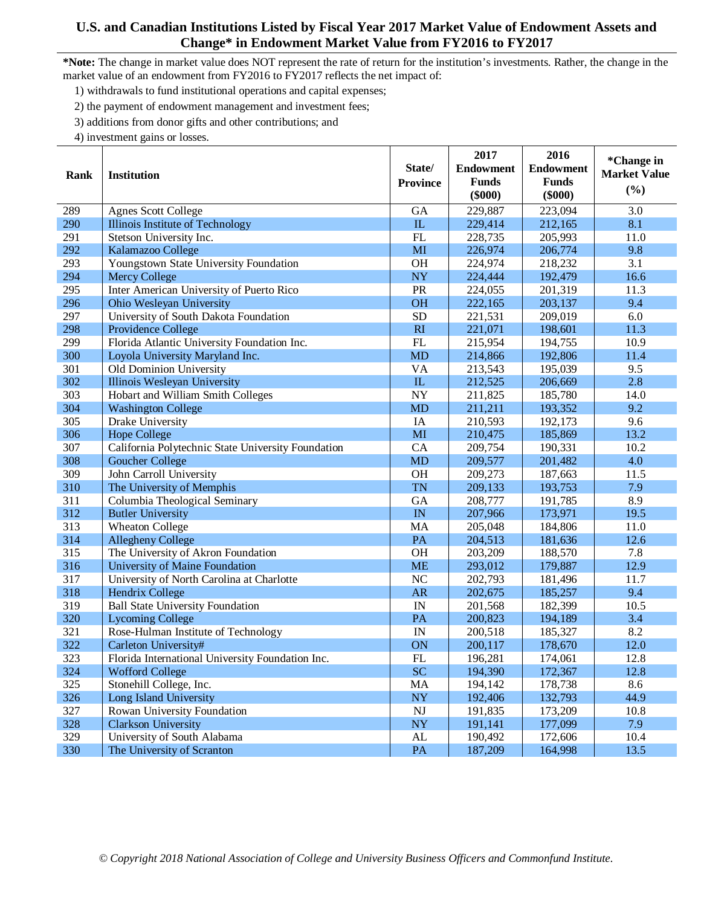# U.S. and Canadian Institutions Listed by Fiscal Year 2017 Market Value of Endowment Assets and Change* in Endowment Market Value from FY2016 to FY2017

***Note:** The change in market value does NOT represent the rate of return for the institution's investments. Rather, the change in the market value of an endowment from FY2016 to FY2017 reflects the net impact of:

1) withdrawals to fund institutional operations and capital expenses;
2) the payment of endowment management and investment fees;
3) additions from donor gifts and other contributions; and
4) investment gains or losses.

| Rank | Institution | State/ Province | 2017 Endowment Funds ($000) | 2016 Endowment Funds ($000) | *Change in Market Value (%) |
|---|---|---|---|---|---|
| 289 | Agnes Scott College | GA | 229,887 | 223,094 | 3.0 |
| 290 | Illinois Institute of Technology | IL | 229,414 | 212,165 | 8.1 |
| 291 | Stetson University Inc. | FL | 228,735 | 205,993 | 11.0 |
| 292 | Kalamazoo College | MI | 226,974 | 206,774 | 9.8 |
| 293 | Youngstown State University Foundation | OH | 224,974 | 218,232 | 3.1 |
| 294 | Mercy College | NY | 224,444 | 192,479 | 16.6 |
| 295 | Inter American University of Puerto Rico | PR | 224,055 | 201,319 | 11.3 |
| 296 | Ohio Wesleyan University | OH | 222,165 | 203,137 | 9.4 |
| 297 | University of South Dakota Foundation | SD | 221,531 | 209,019 | 6.0 |
| 298 | Providence College | RI | 221,071 | 198,601 | 11.3 |
| 299 | Florida Atlantic University Foundation Inc. | FL | 215,954 | 194,755 | 10.9 |
| 300 | Loyola University Maryland Inc. | MD | 214,866 | 192,806 | 11.4 |
| 301 | Old Dominion University | VA | 213,543 | 195,039 | 9.5 |
| 302 | Illinois Wesleyan University | IL | 212,525 | 206,669 | 2.8 |
| 303 | Hobart and William Smith Colleges | NY | 211,825 | 185,780 | 14.0 |
| 304 | Washington College | MD | 211,211 | 193,352 | 9.2 |
| 305 | Drake University | IA | 210,593 | 192,173 | 9.6 |
| 306 | Hope College | MI | 210,475 | 185,869 | 13.2 |
| 307 | California Polytechnic State University Foundation | CA | 209,754 | 190,331 | 10.2 |
| 308 | Goucher College | MD | 209,577 | 201,482 | 4.0 |
| 309 | John Carroll University | OH | 209,273 | 187,663 | 11.5 |
| 310 | The University of Memphis | TN | 209,133 | 193,753 | 7.9 |
| 311 | Columbia Theological Seminary | GA | 208,777 | 191,785 | 8.9 |
| 312 | Butler University | IN | 207,966 | 173,971 | 19.5 |
| 313 | Wheaton College | MA | 205,048 | 184,806 | 11.0 |
| 314 | Allegheny College | PA | 204,513 | 181,636 | 12.6 |
| 315 | The University of Akron Foundation | OH | 203,209 | 188,570 | 7.8 |
| 316 | University of Maine Foundation | ME | 293,012 | 179,887 | 12.9 |
| 317 | University of North Carolina at Charlotte | NC | 202,793 | 181,496 | 11.7 |
| 318 | Hendrix College | AR | 202,675 | 185,257 | 9.4 |
| 319 | Ball State University Foundation | IN | 201,568 | 182,399 | 10.5 |
| 320 | Lycoming College | PA | 200,823 | 194,189 | 3.4 |
| 321 | Rose-Hulman Institute of Technology | IN | 200,518 | 185,327 | 8.2 |
| 322 | Carleton University# | ON | 200,117 | 178,670 | 12.0 |
| 323 | Florida International University Foundation Inc. | FL | 196,281 | 174,061 | 12.8 |
| 324 | Wofford College | SC | 194,390 | 172,367 | 12.8 |
| 325 | Stonehill College, Inc. | MA | 194,142 | 178,738 | 8.6 |
| 326 | Long Island University | NY | 192,406 | 132,793 | 44.9 |
| 327 | Rowan University Foundation | NJ | 191,835 | 173,209 | 10.8 |
| 328 | Clarkson University | NY | 191,141 | 177,099 | 7.9 |
| 329 | University of South Alabama | AL | 190,492 | 172,606 | 10.4 |
| 330 | The University of Scranton | PA | 187,209 | 164,998 | 13.5 |

*© Copyright 2018 National Association of College and University Business Officers and Commonfund Institute.*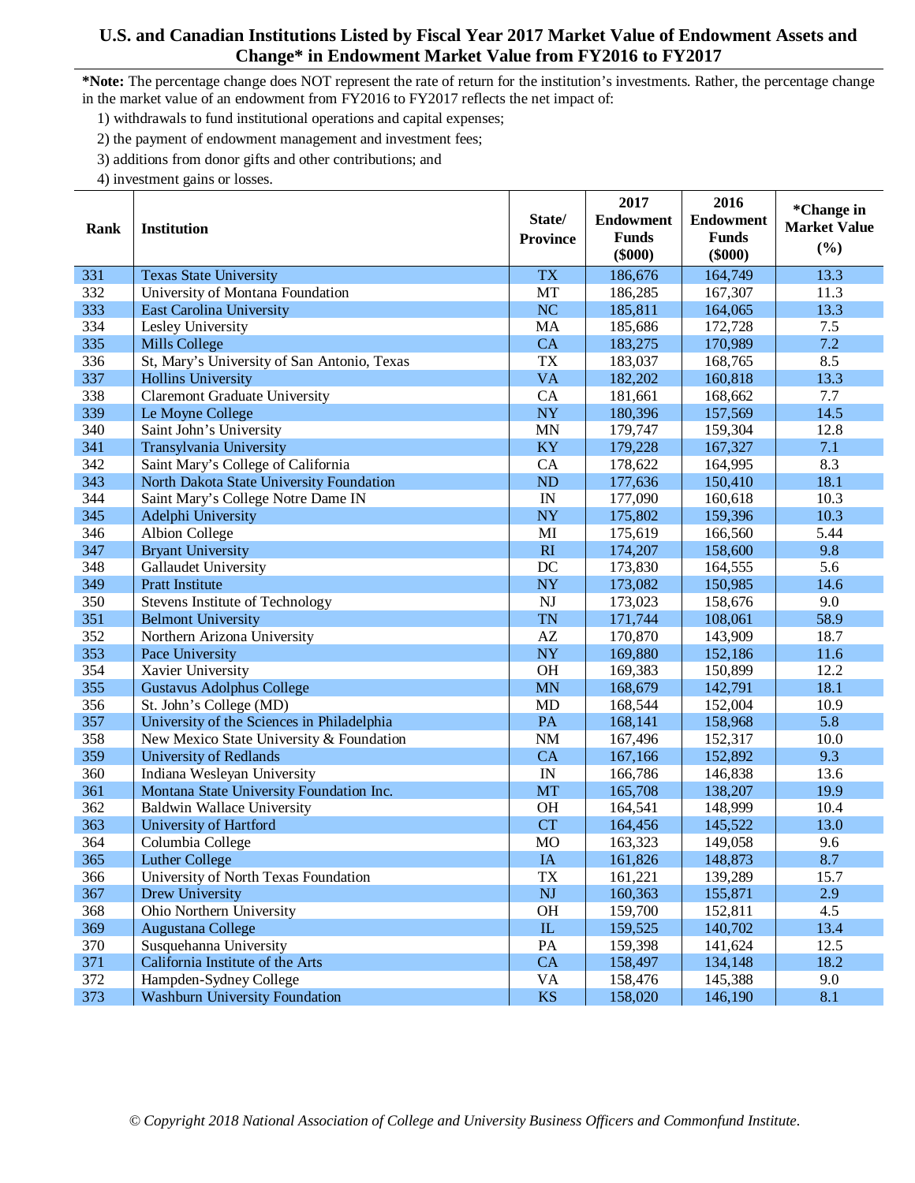## U.S. and Canadian Institutions Listed by Fiscal Year 2017 Market Value of Endowment Assets and Change* in Endowment Market Value from FY2016 to FY2017

**\*Note:** The percentage change does NOT represent the rate of return for the institution's investments. Rather, the percentage change in the market value of an endowment from FY2016 to FY2017 reflects the net impact of:

1) withdrawals to fund institutional operations and capital expenses;
2) the payment of endowment management and investment fees;
3) additions from donor gifts and other contributions; and
4) investment gains or losses.

| Rank | Institution | State/ Province | 2017 Endowment Funds ($000) | 2016 Endowment Funds ($000) | *Change in Market Value (%) |
|---|---|---|---|---|---|
| 331 | Texas State University | TX | 186,676 | 164,749 | 13.3 |
| 332 | University of Montana Foundation | MT | 186,285 | 167,307 | 11.3 |
| 333 | East Carolina University | NC | 185,811 | 164,065 | 13.3 |
| 334 | Lesley University | MA | 185,686 | 172,728 | 7.5 |
| 335 | Mills College | CA | 183,275 | 170,989 | 7.2 |
| 336 | St, Mary's University of San Antonio, Texas | TX | 183,037 | 168,765 | 8.5 |
| 337 | Hollins University | VA | 182,202 | 160,818 | 13.3 |
| 338 | Claremont Graduate University | CA | 181,661 | 168,662 | 7.7 |
| 339 | Le Moyne College | NY | 180,396 | 157,569 | 14.5 |
| 340 | Saint John's University | MN | 179,747 | 159,304 | 12.8 |
| 341 | Transylvania University | KY | 179,228 | 167,327 | 7.1 |
| 342 | Saint Mary's College of California | CA | 178,622 | 164,995 | 8.3 |
| 343 | North Dakota State University Foundation | ND | 177,636 | 150,410 | 18.1 |
| 344 | Saint Mary's College Notre Dame IN | IN | 177,090 | 160,618 | 10.3 |
| 345 | Adelphi University | NY | 175,802 | 159,396 | 10.3 |
| 346 | Albion College | MI | 175,619 | 166,560 | 5.44 |
| 347 | Bryant University | RI | 174,207 | 158,600 | 9.8 |
| 348 | Gallaudet University | DC | 173,830 | 164,555 | 5.6 |
| 349 | Pratt Institute | NY | 173,082 | 150,985 | 14.6 |
| 350 | Stevens Institute of Technology | NJ | 173,023 | 158,676 | 9.0 |
| 351 | Belmont University | TN | 171,744 | 108,061 | 58.9 |
| 352 | Northern Arizona University | AZ | 170,870 | 143,909 | 18.7 |
| 353 | Pace University | NY | 169,880 | 152,186 | 11.6 |
| 354 | Xavier University | OH | 169,383 | 150,899 | 12.2 |
| 355 | Gustavus Adolphus College | MN | 168,679 | 142,791 | 18.1 |
| 356 | St. John's College (MD) | MD | 168,544 | 152,004 | 10.9 |
| 357 | University of the Sciences in Philadelphia | PA | 168,141 | 158,968 | 5.8 |
| 358 | New Mexico State University & Foundation | NM | 167,496 | 152,317 | 10.0 |
| 359 | University of Redlands | CA | 167,166 | 152,892 | 9.3 |
| 360 | Indiana Wesleyan University | IN | 166,786 | 146,838 | 13.6 |
| 361 | Montana State University Foundation Inc. | MT | 165,708 | 138,207 | 19.9 |
| 362 | Baldwin Wallace University | OH | 164,541 | 148,999 | 10.4 |
| 363 | University of Hartford | CT | 164,456 | 145,522 | 13.0 |
| 364 | Columbia College | MO | 163,323 | 149,058 | 9.6 |
| 365 | Luther College | IA | 161,826 | 148,873 | 8.7 |
| 366 | University of North Texas Foundation | TX | 161,221 | 139,289 | 15.7 |
| 367 | Drew University | NJ | 160,363 | 155,871 | 2.9 |
| 368 | Ohio Northern University | OH | 159,700 | 152,811 | 4.5 |
| 369 | Augustana College | IL | 159,525 | 140,702 | 13.4 |
| 370 | Susquehanna University | PA | 159,398 | 141,624 | 12.5 |
| 371 | California Institute of the Arts | CA | 158,497 | 134,148 | 18.2 |
| 372 | Hampden-Sydney College | VA | 158,476 | 145,388 | 9.0 |
| 373 | Washburn University Foundation | KS | 158,020 | 146,190 | 8.1 |

*© Copyright 2018 National Association of College and University Business Officers and Commonfund Institute.*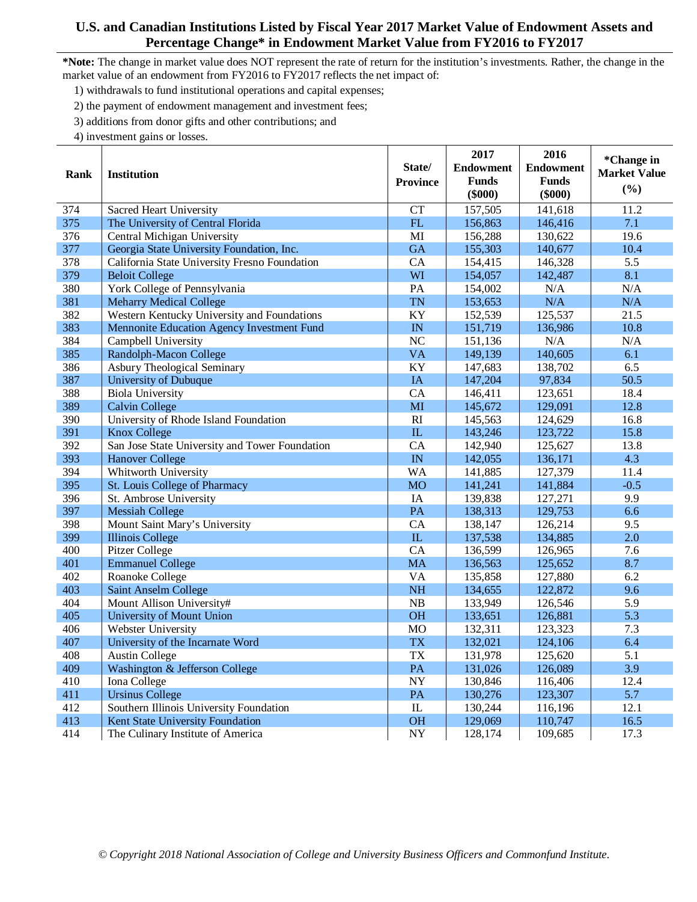# U.S. and Canadian Institutions Listed by Fiscal Year 2017 Market Value of Endowment Assets and Percentage Change* in Endowment Market Value from FY2016 to FY2017

**\*Note:** The change in market value does NOT represent the rate of return for the institution's investments. Rather, the change in the market value of an endowment from FY2016 to FY2017 reflects the net impact of:

1) withdrawals to fund institutional operations and capital expenses;
2) the payment of endowment management and investment fees;
3) additions from donor gifts and other contributions; and
4) investment gains or losses.

| Rank | Institution | State/ Province | 2017 Endowment Funds ($000) | 2016 Endowment Funds ($000) | *Change in Market Value (%) |
|---|---|---|---|---|---|
| 374 | Sacred Heart University | CT | 157,505 | 141,618 | 11.2 |
| 375 | The University of Central Florida | FL | 156,863 | 146,416 | 7.1 |
| 376 | Central Michigan University | MI | 156,288 | 130,622 | 19.6 |
| 377 | Georgia State University Foundation, Inc. | GA | 155,303 | 140,677 | 10.4 |
| 378 | California State University Fresno Foundation | CA | 154,415 | 146,328 | 5.5 |
| 379 | Beloit College | WI | 154,057 | 142,487 | 8.1 |
| 380 | York College of Pennsylvania | PA | 154,002 | N/A | N/A |
| 381 | Meharry Medical College | TN | 153,653 | N/A | N/A |
| 382 | Western Kentucky University and Foundations | KY | 152,539 | 125,537 | 21.5 |
| 383 | Mennonite Education Agency Investment Fund | IN | 151,719 | 136,986 | 10.8 |
| 384 | Campbell University | NC | 151,136 | N/A | N/A |
| 385 | Randolph-Macon College | VA | 149,139 | 140,605 | 6.1 |
| 386 | Asbury Theological Seminary | KY | 147,683 | 138,702 | 6.5 |
| 387 | University of Dubuque | IA | 147,204 | 97,834 | 50.5 |
| 388 | Biola University | CA | 146,411 | 123,651 | 18.4 |
| 389 | Calvin College | MI | 145,672 | 129,091 | 12.8 |
| 390 | University of Rhode Island Foundation | RI | 145,563 | 124,629 | 16.8 |
| 391 | Knox College | IL | 143,246 | 123,722 | 15.8 |
| 392 | San Jose State University and Tower Foundation | CA | 142,940 | 125,627 | 13.8 |
| 393 | Hanover College | IN | 142,055 | 136,171 | 4.3 |
| 394 | Whitworth University | WA | 141,885 | 127,379 | 11.4 |
| 395 | St. Louis College of Pharmacy | MO | 141,241 | 141,884 | -0.5 |
| 396 | St. Ambrose University | IA | 139,838 | 127,271 | 9.9 |
| 397 | Messiah College | PA | 138,313 | 129,753 | 6.6 |
| 398 | Mount Saint Mary's University | CA | 138,147 | 126,214 | 9.5 |
| 399 | Illinois College | IL | 137,538 | 134,885 | 2.0 |
| 400 | Pitzer College | CA | 136,599 | 126,965 | 7.6 |
| 401 | Emmanuel College | MA | 136,563 | 125,652 | 8.7 |
| 402 | Roanoke College | VA | 135,858 | 127,880 | 6.2 |
| 403 | Saint Anselm College | NH | 134,655 | 122,872 | 9.6 |
| 404 | Mount Allison University# | NB | 133,949 | 126,546 | 5.9 |
| 405 | University of Mount Union | OH | 133,651 | 126,881 | 5.3 |
| 406 | Webster University | MO | 132,311 | 123,323 | 7.3 |
| 407 | University of the Incarnate Word | TX | 132,021 | 124,106 | 6.4 |
| 408 | Austin College | TX | 131,978 | 125,620 | 5.1 |
| 409 | Washington & Jefferson College | PA | 131,026 | 126,089 | 3.9 |
| 410 | Iona College | NY | 130,846 | 116,406 | 12.4 |
| 411 | Ursinus College | PA | 130,276 | 123,307 | 5.7 |
| 412 | Southern Illinois University Foundation | IL | 130,244 | 116,196 | 12.1 |
| 413 | Kent State University Foundation | OH | 129,069 | 110,747 | 16.5 |
| 414 | The Culinary Institute of America | NY | 128,174 | 109,685 | 17.3 |

*© Copyright 2018 National Association of College and University Business Officers and Commonfund Institute.*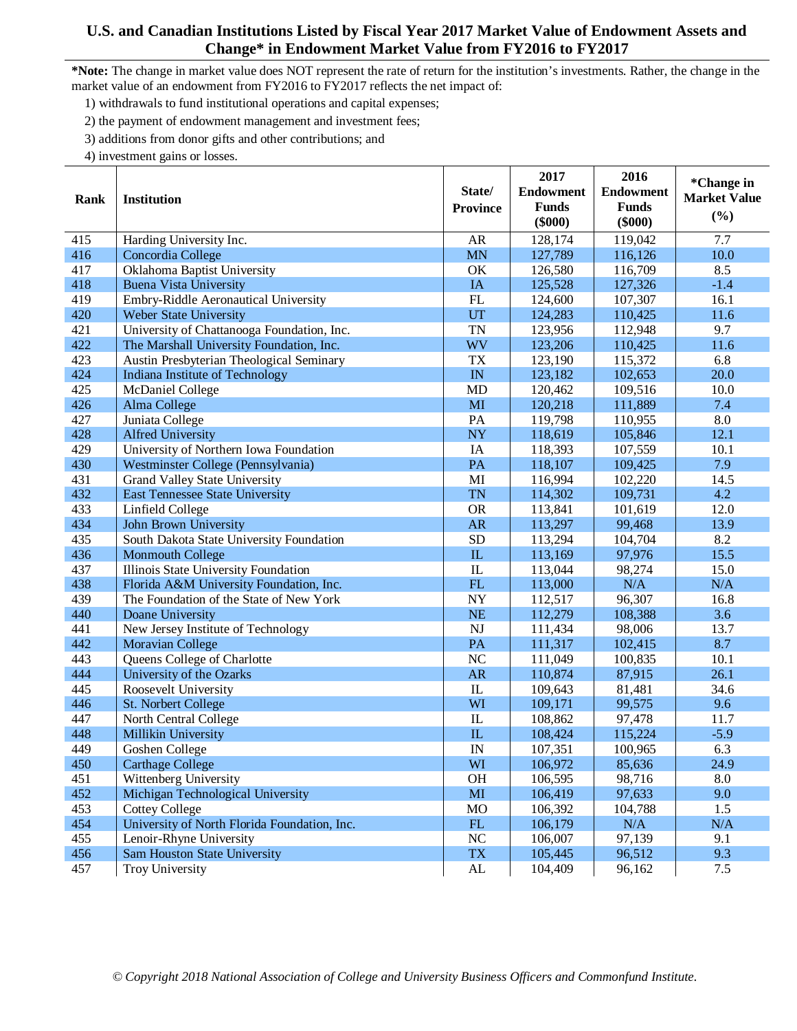# U.S. and Canadian Institutions Listed by Fiscal Year 2017 Market Value of Endowment Assets and Change* in Endowment Market Value from FY2016 to FY2017

***Note:** The change in market value does NOT represent the rate of return for the institution's investments. Rather, the change in the market value of an endowment from FY2016 to FY2017 reflects the net impact of:

1) withdrawals to fund institutional operations and capital expenses;
2) the payment of endowment management and investment fees;
3) additions from donor gifts and other contributions; and
4) investment gains or losses.

| Rank | Institution | State/ Province | 2017 Endowment Funds ($000) | 2016 Endowment Funds ($000) | *Change in Market Value (%) |
|---|---|---|---|---|---|
| 415 | Harding University Inc. | AR | 128,174 | 119,042 | 7.7 |
| 416 | Concordia College | MN | 127,789 | 116,126 | 10.0 |
| 417 | Oklahoma Baptist University | OK | 126,580 | 116,709 | 8.5 |
| 418 | Buena Vista University | IA | 125,528 | 127,326 | -1.4 |
| 419 | Embry-Riddle Aeronautical University | FL | 124,600 | 107,307 | 16.1 |
| 420 | Weber State University | UT | 124,283 | 110,425 | 11.6 |
| 421 | University of Chattanooga Foundation, Inc. | TN | 123,956 | 112,948 | 9.7 |
| 422 | The Marshall University Foundation, Inc. | WV | 123,206 | 110,425 | 11.6 |
| 423 | Austin Presbyterian Theological Seminary | TX | 123,190 | 115,372 | 6.8 |
| 424 | Indiana Institute of Technology | IN | 123,182 | 102,653 | 20.0 |
| 425 | McDaniel College | MD | 120,462 | 109,516 | 10.0 |
| 426 | Alma College | MI | 120,218 | 111,889 | 7.4 |
| 427 | Juniata College | PA | 119,798 | 110,955 | 8.0 |
| 428 | Alfred University | NY | 118,619 | 105,846 | 12.1 |
| 429 | University of Northern Iowa Foundation | IA | 118,393 | 107,559 | 10.1 |
| 430 | Westminster College (Pennsylvania) | PA | 118,107 | 109,425 | 7.9 |
| 431 | Grand Valley State University | MI | 116,994 | 102,220 | 14.5 |
| 432 | East Tennessee State University | TN | 114,302 | 109,731 | 4.2 |
| 433 | Linfield College | OR | 113,841 | 101,619 | 12.0 |
| 434 | John Brown University | AR | 113,297 | 99,468 | 13.9 |
| 435 | South Dakota State University Foundation | SD | 113,294 | 104,704 | 8.2 |
| 436 | Monmouth College | IL | 113,169 | 97,976 | 15.5 |
| 437 | Illinois State University Foundation | IL | 113,044 | 98,274 | 15.0 |
| 438 | Florida A&M University Foundation, Inc. | FL | 113,000 | N/A | N/A |
| 439 | The Foundation of the State of New York | NY | 112,517 | 96,307 | 16.8 |
| 440 | Doane University | NE | 112,279 | 108,388 | 3.6 |
| 441 | New Jersey Institute of Technology | NJ | 111,434 | 98,006 | 13.7 |
| 442 | Moravian College | PA | 111,317 | 102,415 | 8.7 |
| 443 | Queens College of Charlotte | NC | 111,049 | 100,835 | 10.1 |
| 444 | University of the Ozarks | AR | 110,874 | 87,915 | 26.1 |
| 445 | Roosevelt University | IL | 109,643 | 81,481 | 34.6 |
| 446 | St. Norbert College | WI | 109,171 | 99,575 | 9.6 |
| 447 | North Central College | IL | 108,862 | 97,478 | 11.7 |
| 448 | Millikin University | IL | 108,424 | 115,224 | -5.9 |
| 449 | Goshen College | IN | 107,351 | 100,965 | 6.3 |
| 450 | Carthage College | WI | 106,972 | 85,636 | 24.9 |
| 451 | Wittenberg University | OH | 106,595 | 98,716 | 8.0 |
| 452 | Michigan Technological University | MI | 106,419 | 97,633 | 9.0 |
| 453 | Cottey College | MO | 106,392 | 104,788 | 1.5 |
| 454 | University of North Florida Foundation, Inc. | FL | 106,179 | N/A | N/A |
| 455 | Lenoir-Rhyne University | NC | 106,007 | 97,139 | 9.1 |
| 456 | Sam Houston State University | TX | 105,445 | 96,512 | 9.3 |
| 457 | Troy University | AL | 104,409 | 96,162 | 7.5 |

*© Copyright 2018 National Association of College and University Business Officers and Commonfund Institute.*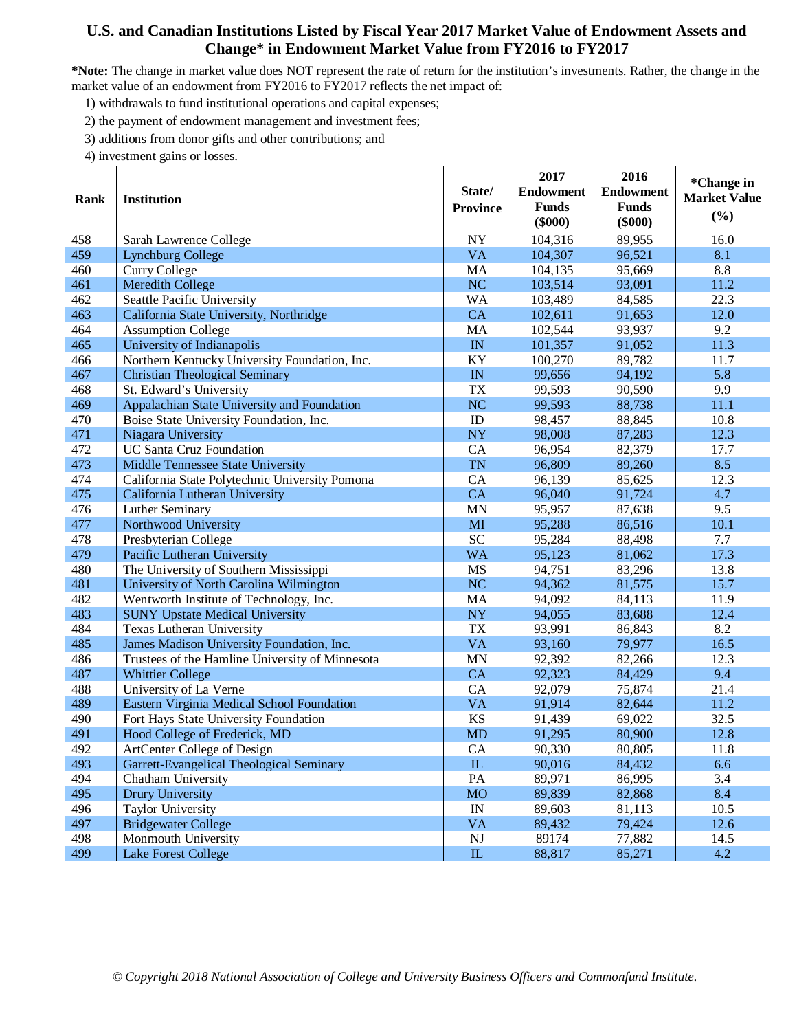# U.S. and Canadian Institutions Listed by Fiscal Year 2017 Market Value of Endowment Assets and Change* in Endowment Market Value from FY2016 to FY2017

**\*Note:** The change in market value does NOT represent the rate of return for the institution's investments. Rather, the change in the market value of an endowment from FY2016 to FY2017 reflects the net impact of:

1) withdrawals to fund institutional operations and capital expenses;
2) the payment of endowment management and investment fees;
3) additions from donor gifts and other contributions; and
4) investment gains or losses.

| Rank | Institution | State/ Province | 2017 Endowment Funds ($000) | 2016 Endowment Funds ($000) | *Change in Market Value (%) |
|---|---|---|---|---|---|
| 458 | Sarah Lawrence College | NY | 104,316 | 89,955 | 16.0 |
| 459 | Lynchburg College | VA | 104,307 | 96,521 | 8.1 |
| 460 | Curry College | MA | 104,135 | 95,669 | 8.8 |
| 461 | Meredith College | NC | 103,514 | 93,091 | 11.2 |
| 462 | Seattle Pacific University | WA | 103,489 | 84,585 | 22.3 |
| 463 | California State University, Northridge | CA | 102,611 | 91,653 | 12.0 |
| 464 | Assumption College | MA | 102,544 | 93,937 | 9.2 |
| 465 | University of Indianapolis | IN | 101,357 | 91,052 | 11.3 |
| 466 | Northern Kentucky University Foundation, Inc. | KY | 100,270 | 89,782 | 11.7 |
| 467 | Christian Theological Seminary | IN | 99,656 | 94,192 | 5.8 |
| 468 | St. Edward's University | TX | 99,593 | 90,590 | 9.9 |
| 469 | Appalachian State University and Foundation | NC | 99,593 | 88,738 | 11.1 |
| 470 | Boise State University Foundation, Inc. | ID | 98,457 | 88,845 | 10.8 |
| 471 | Niagara University | NY | 98,008 | 87,283 | 12.3 |
| 472 | UC Santa Cruz Foundation | CA | 96,954 | 82,379 | 17.7 |
| 473 | Middle Tennessee State University | TN | 96,809 | 89,260 | 8.5 |
| 474 | California State Polytechnic University Pomona | CA | 96,139 | 85,625 | 12.3 |
| 475 | California Lutheran University | CA | 96,040 | 91,724 | 4.7 |
| 476 | Luther Seminary | MN | 95,957 | 87,638 | 9.5 |
| 477 | Northwood University | MI | 95,288 | 86,516 | 10.1 |
| 478 | Presbyterian College | SC | 95,284 | 88,498 | 7.7 |
| 479 | Pacific Lutheran University | WA | 95,123 | 81,062 | 17.3 |
| 480 | The University of Southern Mississippi | MS | 94,751 | 83,296 | 13.8 |
| 481 | University of North Carolina Wilmington | NC | 94,362 | 81,575 | 15.7 |
| 482 | Wentworth Institute of Technology, Inc. | MA | 94,092 | 84,113 | 11.9 |
| 483 | SUNY Upstate Medical University | NY | 94,055 | 83,688 | 12.4 |
| 484 | Texas Lutheran University | TX | 93,991 | 86,843 | 8.2 |
| 485 | James Madison University Foundation, Inc. | VA | 93,160 | 79,977 | 16.5 |
| 486 | Trustees of the Hamline University of Minnesota | MN | 92,392 | 82,266 | 12.3 |
| 487 | Whittier College | CA | 92,323 | 84,429 | 9.4 |
| 488 | University of La Verne | CA | 92,079 | 75,874 | 21.4 |
| 489 | Eastern Virginia Medical School Foundation | VA | 91,914 | 82,644 | 11.2 |
| 490 | Fort Hays State University Foundation | KS | 91,439 | 69,022 | 32.5 |
| 491 | Hood College of Frederick, MD | MD | 91,295 | 80,900 | 12.8 |
| 492 | ArtCenter College of Design | CA | 90,330 | 80,805 | 11.8 |
| 493 | Garrett-Evangelical Theological Seminary | IL | 90,016 | 84,432 | 6.6 |
| 494 | Chatham University | PA | 89,971 | 86,995 | 3.4 |
| 495 | Drury University | MO | 89,839 | 82,868 | 8.4 |
| 496 | Taylor University | IN | 89,603 | 81,113 | 10.5 |
| 497 | Bridgewater College | VA | 89,432 | 79,424 | 12.6 |
| 498 | Monmouth University | NJ | 89174 | 77,882 | 14.5 |
| 499 | Lake Forest College | IL | 88,817 | 85,271 | 4.2 |

*© Copyright 2018 National Association of College and University Business Officers and Commonfund Institute.*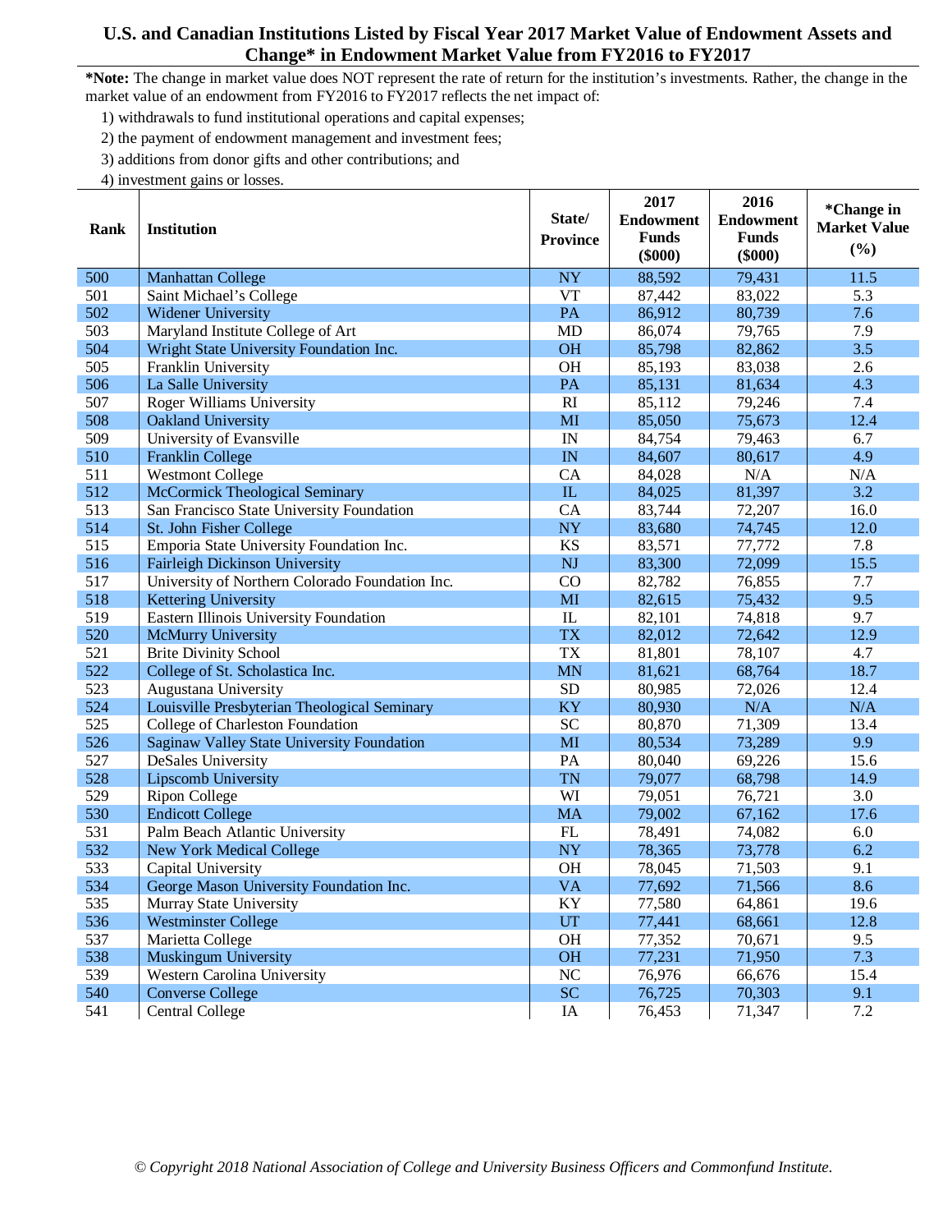# U.S. and Canadian Institutions Listed by Fiscal Year 2017 Market Value of Endowment Assets and Change* in Endowment Market Value from FY2016 to FY2017

***Note:** The change in market value does NOT represent the rate of return for the institution's investments. Rather, the change in the market value of an endowment from FY2016 to FY2017 reflects the net impact of:

1) withdrawals to fund institutional operations and capital expenses;
2) the payment of endowment management and investment fees;
3) additions from donor gifts and other contributions; and
4) investment gains or losses.

| Rank | Institution | State/ Province | 2017 Endowment Funds ($000) | 2016 Endowment Funds ($000) | *Change in Market Value (%) |
|---|---|---|---|---|---|
| 500 | Manhattan College | NY | 88,592 | 79,431 | 11.5 |
| 501 | Saint Michael's College | VT | 87,442 | 83,022 | 5.3 |
| 502 | Widener University | PA | 86,912 | 80,739 | 7.6 |
| 503 | Maryland Institute College of Art | MD | 86,074 | 79,765 | 7.9 |
| 504 | Wright State University Foundation Inc. | OH | 85,798 | 82,862 | 3.5 |
| 505 | Franklin University | OH | 85,193 | 83,038 | 2.6 |
| 506 | La Salle University | PA | 85,131 | 81,634 | 4.3 |
| 507 | Roger Williams University | RI | 85,112 | 79,246 | 7.4 |
| 508 | Oakland University | MI | 85,050 | 75,673 | 12.4 |
| 509 | University of Evansville | IN | 84,754 | 79,463 | 6.7 |
| 510 | Franklin College | IN | 84,607 | 80,617 | 4.9 |
| 511 | Westmont College | CA | 84,028 | N/A | N/A |
| 512 | McCormick Theological Seminary | IL | 84,025 | 81,397 | 3.2 |
| 513 | San Francisco State University Foundation | CA | 83,744 | 72,207 | 16.0 |
| 514 | St. John Fisher College | NY | 83,680 | 74,745 | 12.0 |
| 515 | Emporia State University Foundation Inc. | KS | 83,571 | 77,772 | 7.8 |
| 516 | Fairleigh Dickinson University | NJ | 83,300 | 72,099 | 15.5 |
| 517 | University of Northern Colorado Foundation Inc. | CO | 82,782 | 76,855 | 7.7 |
| 518 | Kettering University | MI | 82,615 | 75,432 | 9.5 |
| 519 | Eastern Illinois University Foundation | IL | 82,101 | 74,818 | 9.7 |
| 520 | McMurry University | TX | 82,012 | 72,642 | 12.9 |
| 521 | Brite Divinity School | TX | 81,801 | 78,107 | 4.7 |
| 522 | College of St. Scholastica Inc. | MN | 81,621 | 68,764 | 18.7 |
| 523 | Augustana University | SD | 80,985 | 72,026 | 12.4 |
| 524 | Louisville Presbyterian Theological Seminary | KY | 80,930 | N/A | N/A |
| 525 | College of Charleston Foundation | SC | 80,870 | 71,309 | 13.4 |
| 526 | Saginaw Valley State University Foundation | MI | 80,534 | 73,289 | 9.9 |
| 527 | DeSales University | PA | 80,040 | 69,226 | 15.6 |
| 528 | Lipscomb University | TN | 79,077 | 68,798 | 14.9 |
| 529 | Ripon College | WI | 79,051 | 76,721 | 3.0 |
| 530 | Endicott College | MA | 79,002 | 67,162 | 17.6 |
| 531 | Palm Beach Atlantic University | FL | 78,491 | 74,082 | 6.0 |
| 532 | New York Medical College | NY | 78,365 | 73,778 | 6.2 |
| 533 | Capital University | OH | 78,045 | 71,503 | 9.1 |
| 534 | George Mason University Foundation Inc. | VA | 77,692 | 71,566 | 8.6 |
| 535 | Murray State University | KY | 77,580 | 64,861 | 19.6 |
| 536 | Westminster College | UT | 77,441 | 68,661 | 12.8 |
| 537 | Marietta College | OH | 77,352 | 70,671 | 9.5 |
| 538 | Muskingum University | OH | 77,231 | 71,950 | 7.3 |
| 539 | Western Carolina University | NC | 76,976 | 66,676 | 15.4 |
| 540 | Converse College | SC | 76,725 | 70,303 | 9.1 |
| 541 | Central College | IA | 76,453 | 71,347 | 7.2 |

*© Copyright 2018 National Association of College and University Business Officers and Commonfund Institute.*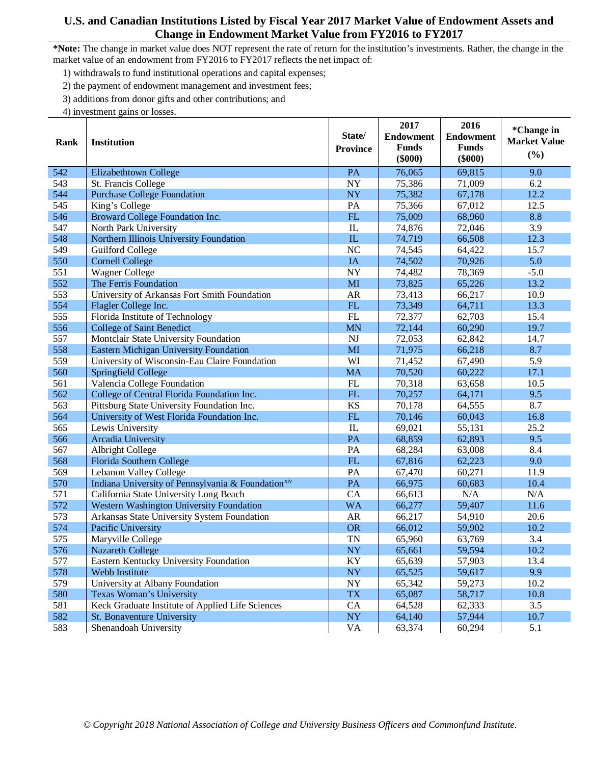# U.S. and Canadian Institutions Listed by Fiscal Year 2017 Market Value of Endowment Assets and Change in Endowment Market Value from FY2016 to FY2017

***Note:** The change in market value does NOT represent the rate of return for the institution's investments. Rather, the change in the market value of an endowment from FY2016 to FY2017 reflects the net impact of:

1) withdrawals to fund institutional operations and capital expenses;
2) the payment of endowment management and investment fees;
3) additions from donor gifts and other contributions; and
4) investment gains or losses.

| Rank | Institution | State/ Province | 2017 Endowment Funds ($000) | 2016 Endowment Funds ($000) | *Change in Market Value (%) |
|---|---|---|---|---|---|
| 542 | Elizabethtown College | PA | 76,065 | 69,815 | 9.0 |
| 543 | St. Francis College | NY | 75,386 | 71,009 | 6.2 |
| 544 | Purchase College Foundation | NY | 75,382 | 67,178 | 12.2 |
| 545 | King's College | PA | 75,366 | 67,012 | 12.5 |
| 546 | Broward College Foundation Inc. | FL | 75,009 | 68,960 | 8.8 |
| 547 | North Park University | IL | 74,876 | 72,046 | 3.9 |
| 548 | Northern Illinois University Foundation | IL | 74,719 | 66,508 | 12.3 |
| 549 | Guilford College | NC | 74,545 | 64,422 | 15.7 |
| 550 | Cornell College | IA | 74,502 | 70,926 | 5.0 |
| 551 | Wagner College | NY | 74,482 | 78,369 | -5.0 |
| 552 | The Ferris Foundation | MI | 73,825 | 65,226 | 13.2 |
| 553 | University of Arkansas Fort Smith Foundation | AR | 73,413 | 66,217 | 10.9 |
| 554 | Flagler College Inc. | FL | 73,349 | 64,711 | 13.3 |
| 555 | Florida Institute of Technology | FL | 72,377 | 62,703 | 15.4 |
| 556 | College of Saint Benedict | MN | 72,144 | 60,290 | 19.7 |
| 557 | Montclair State University Foundation | NJ | 72,053 | 62,842 | 14.7 |
| 558 | Eastern Michigan University Foundation | MI | 71,975 | 66,218 | 8.7 |
| 559 | University of Wisconsin-Eau Claire Foundation | WI | 71,452 | 67,490 | 5.9 |
| 560 | Springfield College | MA | 70,520 | 60,222 | 17.1 |
| 561 | Valencia College Foundation | FL | 70,318 | 63,658 | 10.5 |
| 562 | College of Central Florida Foundation Inc. | FL | 70,257 | 64,171 | 9.5 |
| 563 | Pittsburg State University Foundation Inc. | KS | 70,178 | 64,555 | 8.7 |
| 564 | University of West Florida Foundation Inc. | FL | 70,146 | 60,043 | 16.8 |
| 565 | Lewis University | IL | 69,021 | 55,131 | 25.2 |
| 566 | Arcadia University | PA | 68,859 | 62,893 | 9.5 |
| 567 | Albright College | PA | 68,284 | 63,008 | 8.4 |
| 568 | Florida Southern College | FL | 67,816 | 62,223 | 9.0 |
| 569 | Lebanon Valley College | PA | 67,470 | 60,271 | 11.9 |
| 570 | Indiana University of Pennsylvania & Foundation[xiv] | PA | 66,975 | 60,683 | 10.4 |
| 571 | California State University Long Beach | CA | 66,613 | N/A | N/A |
| 572 | Western Washington University Foundation | WA | 66,277 | 59,407 | 11.6 |
| 573 | Arkansas State University System Foundation | AR | 66,217 | 54,910 | 20.6 |
| 574 | Pacific University | OR | 66,012 | 59,902 | 10.2 |
| 575 | Maryville College | TN | 65,960 | 63,769 | 3.4 |
| 576 | Nazareth College | NY | 65,661 | 59,594 | 10.2 |
| 577 | Eastern Kentucky University Foundation | KY | 65,639 | 57,903 | 13.4 |
| 578 | Webb Institute | NY | 65,525 | 59,617 | 9.9 |
| 579 | University at Albany Foundation | NY | 65,342 | 59,273 | 10.2 |
| 580 | Texas Woman's University | TX | 65,087 | 58,717 | 10.8 |
| 581 | Keck Graduate Institute of Applied Life Sciences | CA | 64,528 | 62,333 | 3.5 |
| 582 | St. Bonaventure University | NY | 64,140 | 57,944 | 10.7 |
| 583 | Shenandoah University | VA | 63,374 | 60,294 | 5.1 |

*© Copyright 2018 National Association of College and University Business Officers and Commonfund Institute.*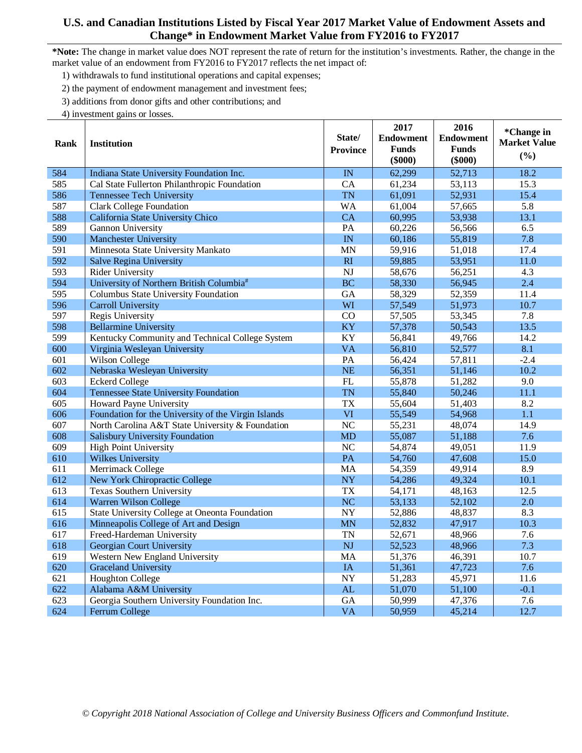# U.S. and Canadian Institutions Listed by Fiscal Year 2017 Market Value of Endowment Assets and Change* in Endowment Market Value from FY2016 to FY2017

***Note:** The change in market value does NOT represent the rate of return for the institution's investments. Rather, the change in the market value of an endowment from FY2016 to FY2017 reflects the net impact of:

1) withdrawals to fund institutional operations and capital expenses;
2) the payment of endowment management and investment fees;
3) additions from donor gifts and other contributions; and
4) investment gains or losses.

| Rank | Institution | State/ Province | 2017 Endowment Funds ($000) | 2016 Endowment Funds ($000) | *Change in Market Value (%) |
|---|---|---|---|---|---|
| 584 | Indiana State University Foundation Inc. | IN | 62,299 | 52,713 | 18.2 |
| 585 | Cal State Fullerton Philanthropic Foundation | CA | 61,234 | 53,113 | 15.3 |
| 586 | Tennessee Tech University | TN | 61,091 | 52,931 | 15.4 |
| 587 | Clark College Foundation | WA | 61,004 | 57,665 | 5.8 |
| 588 | California State University Chico | CA | 60,995 | 53,938 | 13.1 |
| 589 | Gannon University | PA | 60,226 | 56,566 | 6.5 |
| 590 | Manchester University | IN | 60,186 | 55,819 | 7.8 |
| 591 | Minnesota State University Mankato | MN | 59,916 | 51,018 | 17.4 |
| 592 | Salve Regina University | RI | 59,885 | 53,951 | 11.0 |
| 593 | Rider University | NJ | 58,676 | 56,251 | 4.3 |
| 594 | University of Northern British Columbia# | BC | 58,330 | 56,945 | 2.4 |
| 595 | Columbus State University Foundation | GA | 58,329 | 52,359 | 11.4 |
| 596 | Carroll University | WI | 57,549 | 51,973 | 10.7 |
| 597 | Regis University | CO | 57,505 | 53,345 | 7.8 |
| 598 | Bellarmine University | KY | 57,378 | 50,543 | 13.5 |
| 599 | Kentucky Community and Technical College System | KY | 56,841 | 49,766 | 14.2 |
| 600 | Virginia Wesleyan University | VA | 56,810 | 52,577 | 8.1 |
| 601 | Wilson College | PA | 56,424 | 57,811 | -2.4 |
| 602 | Nebraska Wesleyan University | NE | 56,351 | 51,146 | 10.2 |
| 603 | Eckerd College | FL | 55,878 | 51,282 | 9.0 |
| 604 | Tennessee State University Foundation | TN | 55,840 | 50,246 | 11.1 |
| 605 | Howard Payne University | TX | 55,604 | 51,403 | 8.2 |
| 606 | Foundation for the University of the Virgin Islands | VI | 55,549 | 54,968 | 1.1 |
| 607 | North Carolina A&T State University & Foundation | NC | 55,231 | 48,074 | 14.9 |
| 608 | Salisbury University Foundation | MD | 55,087 | 51,188 | 7.6 |
| 609 | High Point University | NC | 54,874 | 49,051 | 11.9 |
| 610 | Wilkes University | PA | 54,760 | 47,608 | 15.0 |
| 611 | Merrimack College | MA | 54,359 | 49,914 | 8.9 |
| 612 | New York Chiropractic College | NY | 54,286 | 49,324 | 10.1 |
| 613 | Texas Southern University | TX | 54,171 | 48,163 | 12.5 |
| 614 | Warren Wilson College | NC | 53,133 | 52,102 | 2.0 |
| 615 | State University College at Oneonta Foundation | NY | 52,886 | 48,837 | 8.3 |
| 616 | Minneapolis College of Art and Design | MN | 52,832 | 47,917 | 10.3 |
| 617 | Freed-Hardeman University | TN | 52,671 | 48,966 | 7.6 |
| 618 | Georgian Court University | NJ | 52,523 | 48,966 | 7.3 |
| 619 | Western New England University | MA | 51,376 | 46,391 | 10.7 |
| 620 | Graceland University | IA | 51,361 | 47,723 | 7.6 |
| 621 | Houghton College | NY | 51,283 | 45,971 | 11.6 |
| 622 | Alabama A&M University | AL | 51,070 | 51,100 | -0.1 |
| 623 | Georgia Southern University Foundation Inc. | GA | 50,999 | 47,376 | 7.6 |
| 624 | Ferrum College | VA | 50,959 | 45,214 | 12.7 |

*© Copyright 2018 National Association of College and University Business Officers and Commonfund Institute.*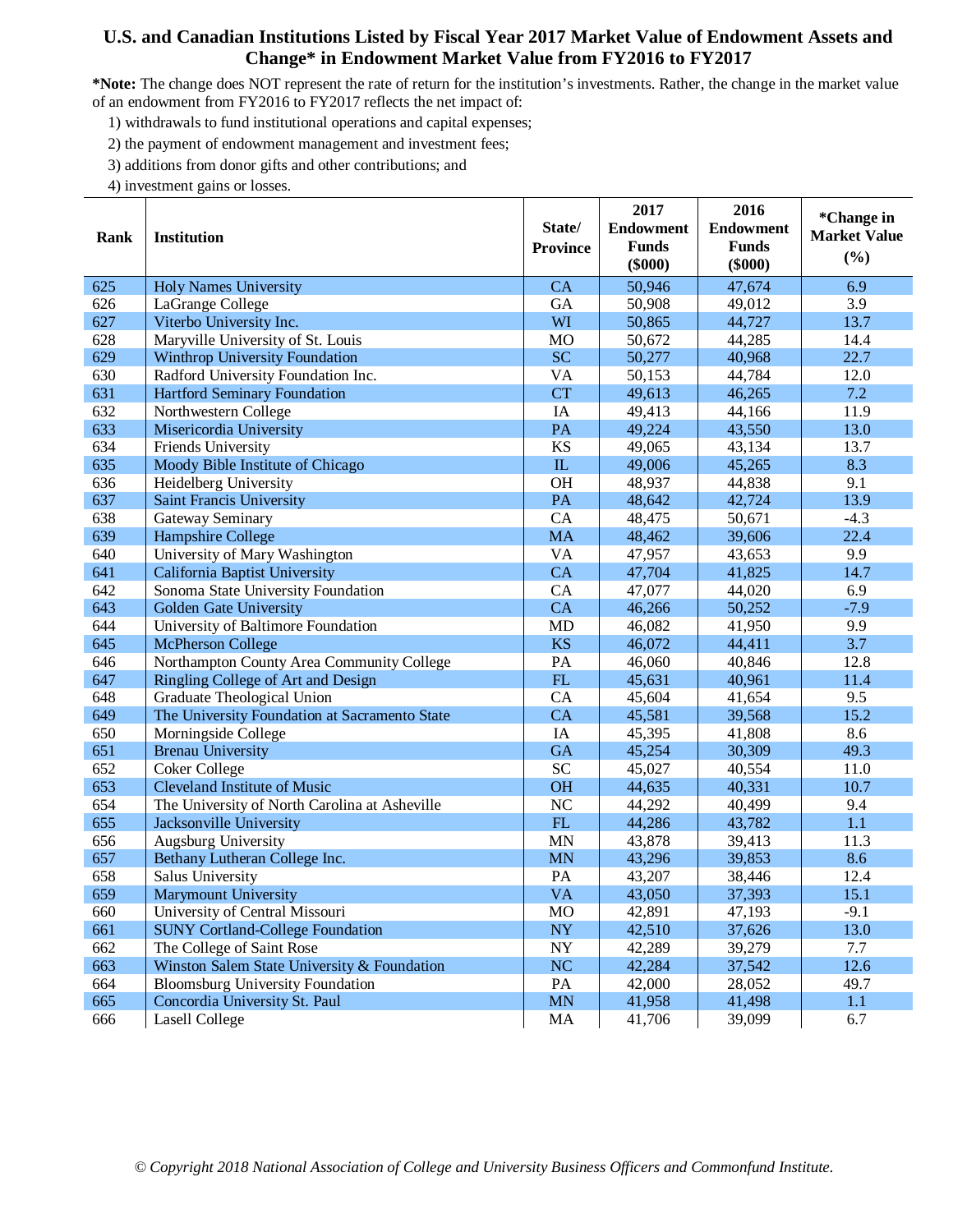# U.S. and Canadian Institutions Listed by Fiscal Year 2017 Market Value of Endowment Assets and Change* in Endowment Market Value from FY2016 to FY2017

**\*Note:** The change does NOT represent the rate of return for the institution's investments. Rather, the change in the market value of an endowment from FY2016 to FY2017 reflects the net impact of:

1) withdrawals to fund institutional operations and capital expenses;
2) the payment of endowment management and investment fees;
3) additions from donor gifts and other contributions; and
4) investment gains or losses.

| Rank | Institution | State/ Province | 2017 Endowment Funds ($000) | 2016 Endowment Funds ($000) | *Change in Market Value (%) |
|---|---|---|---|---|---|
| 625 | Holy Names University | CA | 50,946 | 47,674 | 6.9 |
| 626 | LaGrange College | GA | 50,908 | 49,012 | 3.9 |
| 627 | Viterbo University Inc. | WI | 50,865 | 44,727 | 13.7 |
| 628 | Maryville University of St. Louis | MO | 50,672 | 44,285 | 14.4 |
| 629 | Winthrop University Foundation | SC | 50,277 | 40,968 | 22.7 |
| 630 | Radford University Foundation Inc. | VA | 50,153 | 44,784 | 12.0 |
| 631 | Hartford Seminary Foundation | CT | 49,613 | 46,265 | 7.2 |
| 632 | Northwestern College | IA | 49,413 | 44,166 | 11.9 |
| 633 | Misericordia University | PA | 49,224 | 43,550 | 13.0 |
| 634 | Friends University | KS | 49,065 | 43,134 | 13.7 |
| 635 | Moody Bible Institute of Chicago | IL | 49,006 | 45,265 | 8.3 |
| 636 | Heidelberg University | OH | 48,937 | 44,838 | 9.1 |
| 637 | Saint Francis University | PA | 48,642 | 42,724 | 13.9 |
| 638 | Gateway Seminary | CA | 48,475 | 50,671 | -4.3 |
| 639 | Hampshire College | MA | 48,462 | 39,606 | 22.4 |
| 640 | University of Mary Washington | VA | 47,957 | 43,653 | 9.9 |
| 641 | California Baptist University | CA | 47,704 | 41,825 | 14.7 |
| 642 | Sonoma State University Foundation | CA | 47,077 | 44,020 | 6.9 |
| 643 | Golden Gate University | CA | 46,266 | 50,252 | -7.9 |
| 644 | University of Baltimore Foundation | MD | 46,082 | 41,950 | 9.9 |
| 645 | McPherson College | KS | 46,072 | 44,411 | 3.7 |
| 646 | Northampton County Area Community College | PA | 46,060 | 40,846 | 12.8 |
| 647 | Ringling College of Art and Design | FL | 45,631 | 40,961 | 11.4 |
| 648 | Graduate Theological Union | CA | 45,604 | 41,654 | 9.5 |
| 649 | The University Foundation at Sacramento State | CA | 45,581 | 39,568 | 15.2 |
| 650 | Morningside College | IA | 45,395 | 41,808 | 8.6 |
| 651 | Brenau University | GA | 45,254 | 30,309 | 49.3 |
| 652 | Coker College | SC | 45,027 | 40,554 | 11.0 |
| 653 | Cleveland Institute of Music | OH | 44,635 | 40,331 | 10.7 |
| 654 | The University of North Carolina at Asheville | NC | 44,292 | 40,499 | 9.4 |
| 655 | Jacksonville University | FL | 44,286 | 43,782 | 1.1 |
| 656 | Augsburg University | MN | 43,878 | 39,413 | 11.3 |
| 657 | Bethany Lutheran College Inc. | MN | 43,296 | 39,853 | 8.6 |
| 658 | Salus University | PA | 43,207 | 38,446 | 12.4 |
| 659 | Marymount University | VA | 43,050 | 37,393 | 15.1 |
| 660 | University of Central Missouri | MO | 42,891 | 47,193 | -9.1 |
| 661 | SUNY Cortland-College Foundation | NY | 42,510 | 37,626 | 13.0 |
| 662 | The College of Saint Rose | NY | 42,289 | 39,279 | 7.7 |
| 663 | Winston Salem State University & Foundation | NC | 42,284 | 37,542 | 12.6 |
| 664 | Bloomsburg University Foundation | PA | 42,000 | 28,052 | 49.7 |
| 665 | Concordia University St. Paul | MN | 41,958 | 41,498 | 1.1 |
| 666 | Lasell College | MA | 41,706 | 39,099 | 6.7 |

*© Copyright 2018 National Association of College and University Business Officers and Commonfund Institute.*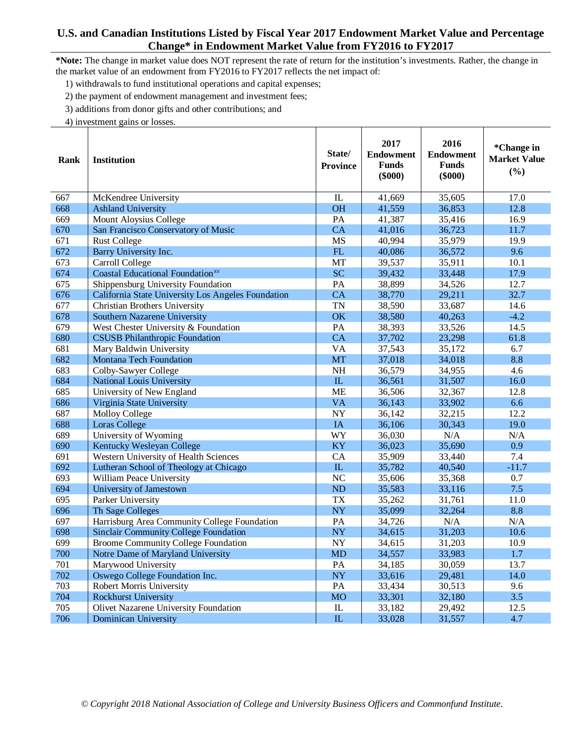## U.S. and Canadian Institutions Listed by Fiscal Year 2017 Endowment Market Value and Percentage Change* in Endowment Market Value from FY2016 to FY2017

***Note:** The change in market value does NOT represent the rate of return for the institution's investments. Rather, the change in the market value of an endowment from FY2016 to FY2017 reflects the net impact of:

1) withdrawals to fund institutional operations and capital expenses;
2) the payment of endowment management and investment fees;
3) additions from donor gifts and other contributions; and
4) investment gains or losses.

| Rank | Institution | State/ Province | 2017 Endowment Funds ($000) | 2016 Endowment Funds ($000) | *Change in Market Value (%) |
|---|---|---|---|---|---|
| 667 | McKendree University | IL | 41,669 | 35,605 | 17.0 |
| 668 | Ashland University | OH | 41,559 | 36,853 | 12.8 |
| 669 | Mount Aloysius College | PA | 41,387 | 35,416 | 16.9 |
| 670 | San Francisco Conservatory of Music | CA | 41,016 | 36,723 | 11.7 |
| 671 | Rust College | MS | 40,994 | 35,979 | 19.9 |
| 672 | Barry University Inc. | FL | 40,086 | 36,572 | 9.6 |
| 673 | Carroll College | MT | 39,537 | 35,911 | 10.1 |
| 674 | Coastal Educational Foundation[xv] | SC | 39,432 | 33,448 | 17.9 |
| 675 | Shippensburg University Foundation | PA | 38,899 | 34,526 | 12.7 |
| 676 | California State University Los Angeles Foundation | CA | 38,770 | 29,211 | 32.7 |
| 677 | Christian Brothers University | TN | 38,590 | 33,687 | 14.6 |
| 678 | Southern Nazarene University | OK | 38,580 | 40,263 | -4.2 |
| 679 | West Chester University & Foundation | PA | 38,393 | 33,526 | 14.5 |
| 680 | CSUSB Philanthropic Foundation | CA | 37,702 | 23,298 | 61.8 |
| 681 | Mary Baldwin University | VA | 37,543 | 35,172 | 6.7 |
| 682 | Montana Tech Foundation | MT | 37,018 | 34,018 | 8.8 |
| 683 | Colby-Sawyer College | NH | 36,579 | 34,955 | 4.6 |
| 684 | National Louis University | IL | 36,561 | 31,507 | 16.0 |
| 685 | University of New England | ME | 36,506 | 32,367 | 12.8 |
| 686 | Virginia State University | VA | 36,143 | 33,902 | 6.6 |
| 687 | Molloy College | NY | 36,142 | 32,215 | 12.2 |
| 688 | Loras College | IA | 36,106 | 30,343 | 19.0 |
| 689 | University of Wyoming | WY | 36,030 | N/A | N/A |
| 690 | Kentucky Wesleyan College | KY | 36,023 | 35,690 | 0.9 |
| 691 | Western University of Health Sciences | CA | 35,909 | 33,440 | 7.4 |
| 692 | Lutheran School of Theology at Chicago | IL | 35,782 | 40,540 | -11.7 |
| 693 | William Peace University | NC | 35,606 | 35,368 | 0.7 |
| 694 | University of Jamestown | ND | 35,583 | 33,116 | 7.5 |
| 695 | Parker University | TX | 35,262 | 31,761 | 11.0 |
| 696 | Th Sage Colleges | NY | 35,099 | 32,264 | 8.8 |
| 697 | Harrisburg Area Community College Foundation | PA | 34,726 | N/A | N/A |
| 698 | Sinclair Community College Foundation | NY | 34,615 | 31,203 | 10.6 |
| 699 | Broome Community College Foundation | NY | 34,615 | 31,203 | 10.9 |
| 700 | Notre Dame of Maryland University | MD | 34,557 | 33,983 | 1.7 |
| 701 | Marywood University | PA | 34,185 | 30,059 | 13.7 |
| 702 | Oswego College Foundation Inc. | NY | 33,616 | 29,481 | 14.0 |
| 703 | Robert Morris University | PA | 33,434 | 30,513 | 9.6 |
| 704 | Rockhurst University | MO | 33,301 | 32,180 | 3.5 |
| 705 | Olivet Nazarene University Foundation | IL | 33,182 | 29,492 | 12.5 |
| 706 | Dominican University | IL | 33,028 | 31,557 | 4.7 |

*© Copyright 2018 National Association of College and University Business Officers and Commonfund Institute.*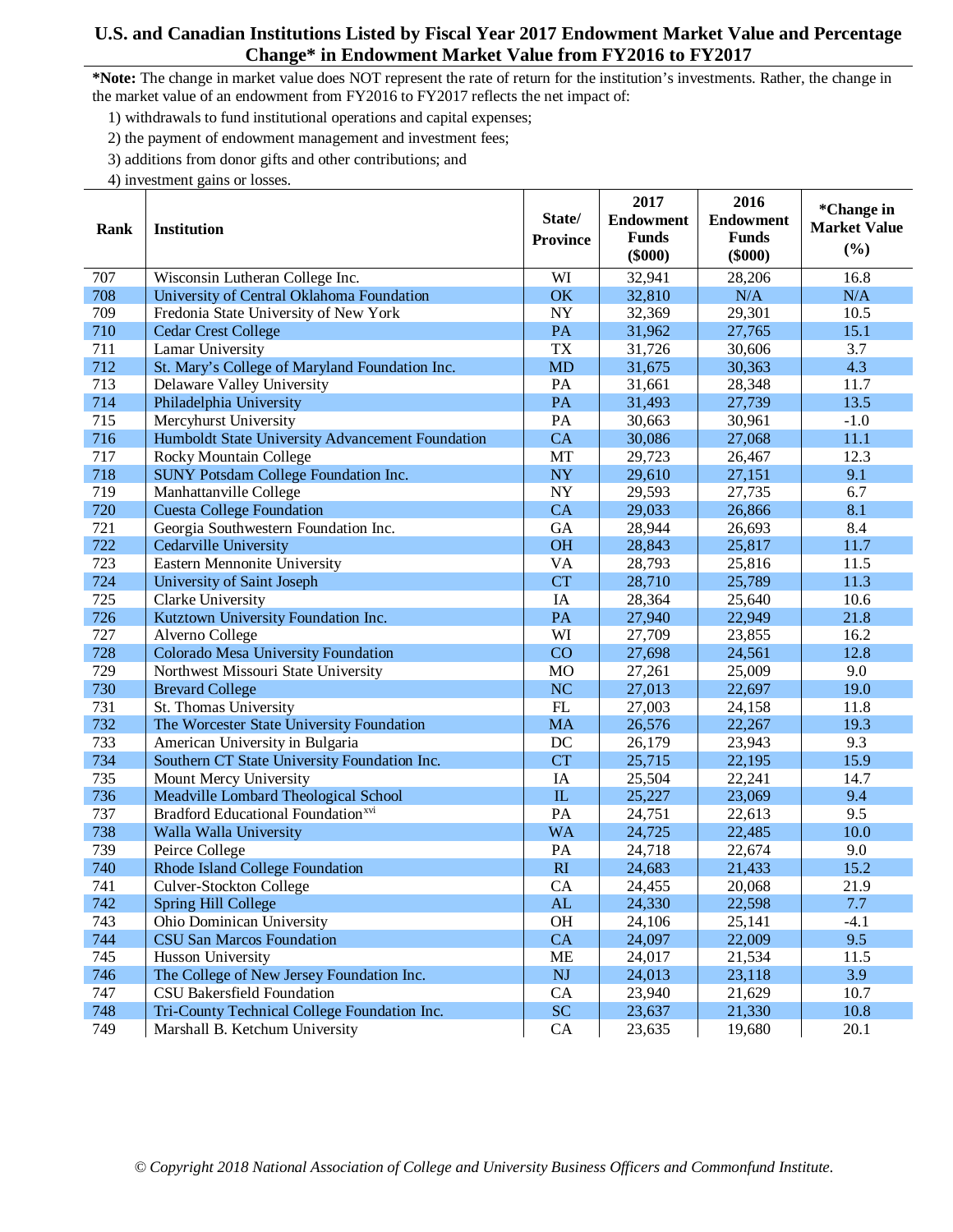# U.S. and Canadian Institutions Listed by Fiscal Year 2017 Endowment Market Value and Percentage Change* in Endowment Market Value from FY2016 to FY2017

***Note:** The change in market value does NOT represent the rate of return for the institution's investments. Rather, the change in the market value of an endowment from FY2016 to FY2017 reflects the net impact of:

1) withdrawals to fund institutional operations and capital expenses;
2) the payment of endowment management and investment fees;
3) additions from donor gifts and other contributions; and
4) investment gains or losses.

| Rank | Institution | State/ Province | 2017 Endowment Funds ($000) | 2016 Endowment Funds ($000) | *Change in Market Value (%) |
|---|---|---|---|---|---|
| 707 | Wisconsin Lutheran College Inc. | WI | 32,941 | 28,206 | 16.8 |
| 708 | University of Central Oklahoma Foundation | OK | 32,810 | N/A | N/A |
| 709 | Fredonia State University of New York | NY | 32,369 | 29,301 | 10.5 |
| 710 | Cedar Crest College | PA | 31,962 | 27,765 | 15.1 |
| 711 | Lamar University | TX | 31,726 | 30,606 | 3.7 |
| 712 | St. Mary's College of Maryland Foundation Inc. | MD | 31,675 | 30,363 | 4.3 |
| 713 | Delaware Valley University | PA | 31,661 | 28,348 | 11.7 |
| 714 | Philadelphia University | PA | 31,493 | 27,739 | 13.5 |
| 715 | Mercyhurst University | PA | 30,663 | 30,961 | -1.0 |
| 716 | Humboldt State University Advancement Foundation | CA | 30,086 | 27,068 | 11.1 |
| 717 | Rocky Mountain College | MT | 29,723 | 26,467 | 12.3 |
| 718 | SUNY Potsdam College Foundation Inc. | NY | 29,610 | 27,151 | 9.1 |
| 719 | Manhattanville College | NY | 29,593 | 27,735 | 6.7 |
| 720 | Cuesta College Foundation | CA | 29,033 | 26,866 | 8.1 |
| 721 | Georgia Southwestern Foundation Inc. | GA | 28,944 | 26,693 | 8.4 |
| 722 | Cedarville University | OH | 28,843 | 25,817 | 11.7 |
| 723 | Eastern Mennonite University | VA | 28,793 | 25,816 | 11.5 |
| 724 | University of Saint Joseph | CT | 28,710 | 25,789 | 11.3 |
| 725 | Clarke University | IA | 28,364 | 25,640 | 10.6 |
| 726 | Kutztown University Foundation Inc. | PA | 27,940 | 22,949 | 21.8 |
| 727 | Alverno College | WI | 27,709 | 23,855 | 16.2 |
| 728 | Colorado Mesa University Foundation | CO | 27,698 | 24,561 | 12.8 |
| 729 | Northwest Missouri State University | MO | 27,261 | 25,009 | 9.0 |
| 730 | Brevard College | NC | 27,013 | 22,697 | 19.0 |
| 731 | St. Thomas University | FL | 27,003 | 24,158 | 11.8 |
| 732 | The Worcester State University Foundation | MA | 26,576 | 22,267 | 19.3 |
| 733 | American University in Bulgaria | DC | 26,179 | 23,943 | 9.3 |
| 734 | Southern CT State University Foundation Inc. | CT | 25,715 | 22,195 | 15.9 |
| 735 | Mount Mercy University | IA | 25,504 | 22,241 | 14.7 |
| 736 | Meadville Lombard Theological School | IL | 25,227 | 23,069 | 9.4 |
| 737 | Bradford Educational Foundation[xvi] | PA | 24,751 | 22,613 | 9.5 |
| 738 | Walla Walla University | WA | 24,725 | 22,485 | 10.0 |
| 739 | Peirce College | PA | 24,718 | 22,674 | 9.0 |
| 740 | Rhode Island College Foundation | RI | 24,683 | 21,433 | 15.2 |
| 741 | Culver-Stockton College | CA | 24,455 | 20,068 | 21.9 |
| 742 | Spring Hill College | AL | 24,330 | 22,598 | 7.7 |
| 743 | Ohio Dominican University | OH | 24,106 | 25,141 | -4.1 |
| 744 | CSU San Marcos Foundation | CA | 24,097 | 22,009 | 9.5 |
| 745 | Husson University | ME | 24,017 | 21,534 | 11.5 |
| 746 | The College of New Jersey Foundation Inc. | NJ | 24,013 | 23,118 | 3.9 |
| 747 | CSU Bakersfield Foundation | CA | 23,940 | 21,629 | 10.7 |
| 748 | Tri-County Technical College Foundation Inc. | SC | 23,637 | 21,330 | 10.8 |
| 749 | Marshall B. Ketchum University | CA | 23,635 | 19,680 | 20.1 |

*© Copyright 2018 National Association of College and University Business Officers and Commonfund Institute.*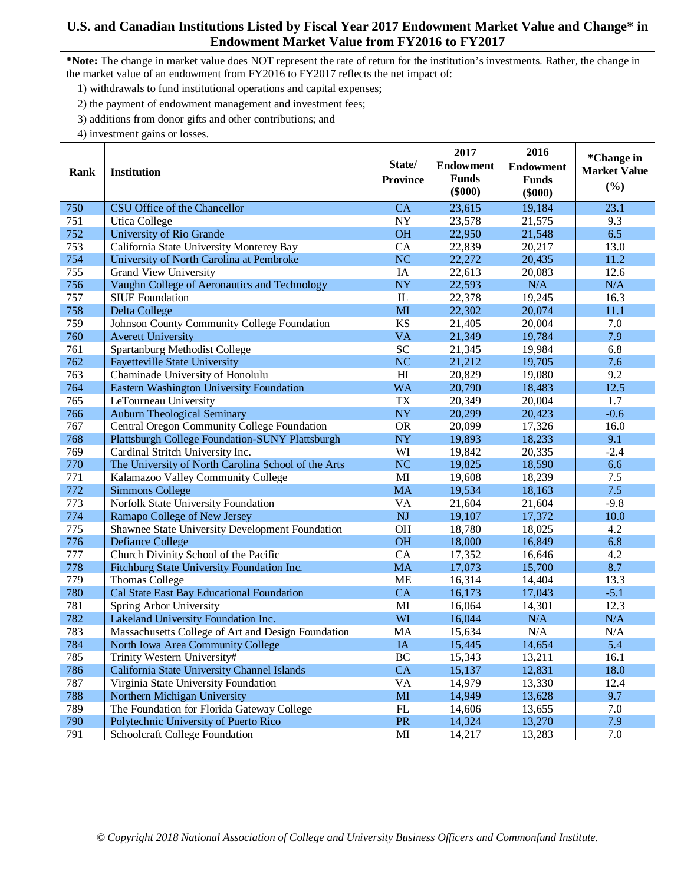# U.S. and Canadian Institutions Listed by Fiscal Year 2017 Endowment Market Value and Change* in Endowment Market Value from FY2016 to FY2017

**\*Note:** The change in market value does NOT represent the rate of return for the institution's investments. Rather, the change in the market value of an endowment from FY2016 to FY2017 reflects the net impact of:

1) withdrawals to fund institutional operations and capital expenses;
2) the payment of endowment management and investment fees;
3) additions from donor gifts and other contributions; and
4) investment gains or losses.

| Rank | Institution | State/ Province | 2017 Endowment Funds ($000) | 2016 Endowment Funds ($000) | *Change in Market Value (%) |
|---|---|---|---|---|---|
| 750 | CSU Office of the Chancellor | CA | 23,615 | 19,184 | 23.1 |
| 751 | Utica College | NY | 23,578 | 21,575 | 9.3 |
| 752 | University of Rio Grande | OH | 22,950 | 21,548 | 6.5 |
| 753 | California State University Monterey Bay | CA | 22,839 | 20,217 | 13.0 |
| 754 | University of North Carolina at Pembroke | NC | 22,272 | 20,435 | 11.2 |
| 755 | Grand View University | IA | 22,613 | 20,083 | 12.6 |
| 756 | Vaughn College of Aeronautics and Technology | NY | 22,593 | N/A | N/A |
| 757 | SIUE Foundation | IL | 22,378 | 19,245 | 16.3 |
| 758 | Delta College | MI | 22,302 | 20,074 | 11.1 |
| 759 | Johnson County Community College Foundation | KS | 21,405 | 20,004 | 7.0 |
| 760 | Averett University | VA | 21,349 | 19,784 | 7.9 |
| 761 | Spartanburg Methodist College | SC | 21,345 | 19,984 | 6.8 |
| 762 | Fayetteville State University | NC | 21,212 | 19,705 | 7.6 |
| 763 | Chaminade University of Honolulu | HI | 20,829 | 19,080 | 9.2 |
| 764 | Eastern Washington University Foundation | WA | 20,790 | 18,483 | 12.5 |
| 765 | LeTourneau University | TX | 20,349 | 20,004 | 1.7 |
| 766 | Auburn Theological Seminary | NY | 20,299 | 20,423 | -0.6 |
| 767 | Central Oregon Community College Foundation | OR | 20,099 | 17,326 | 16.0 |
| 768 | Plattsburgh College Foundation-SUNY Plattsburgh | NY | 19,893 | 18,233 | 9.1 |
| 769 | Cardinal Stritch University Inc. | WI | 19,842 | 20,335 | -2.4 |
| 770 | The University of North Carolina School of the Arts | NC | 19,825 | 18,590 | 6.6 |
| 771 | Kalamazoo Valley Community College | MI | 19,608 | 18,239 | 7.5 |
| 772 | Simmons College | MA | 19,534 | 18,163 | 7.5 |
| 773 | Norfolk State University Foundation | VA | 21,604 | 21,604 | -9.8 |
| 774 | Ramapo College of New Jersey | NJ | 19,107 | 17,372 | 10.0 |
| 775 | Shawnee State University Development Foundation | OH | 18,780 | 18,025 | 4.2 |
| 776 | Defiance College | OH | 18,000 | 16,849 | 6.8 |
| 777 | Church Divinity School of the Pacific | CA | 17,352 | 16,646 | 4.2 |
| 778 | Fitchburg State University Foundation Inc. | MA | 17,073 | 15,700 | 8.7 |
| 779 | Thomas College | ME | 16,314 | 14,404 | 13.3 |
| 780 | Cal State East Bay Educational Foundation | CA | 16,173 | 17,043 | -5.1 |
| 781 | Spring Arbor University | MI | 16,064 | 14,301 | 12.3 |
| 782 | Lakeland University Foundation Inc. | WI | 16,044 | N/A | N/A |
| 783 | Massachusetts College of Art and Design Foundation | MA | 15,634 | N/A | N/A |
| 784 | North Iowa Area Community College | IA | 15,445 | 14,654 | 5.4 |
| 785 | Trinity Western University# | BC | 15,343 | 13,211 | 16.1 |
| 786 | California State University Channel Islands | CA | 15,137 | 12,831 | 18.0 |
| 787 | Virginia State University Foundation | VA | 14,979 | 13,330 | 12.4 |
| 788 | Northern Michigan University | MI | 14,949 | 13,628 | 9.7 |
| 789 | The Foundation for Florida Gateway College | FL | 14,606 | 13,655 | 7.0 |
| 790 | Polytechnic University of Puerto Rico | PR | 14,324 | 13,270 | 7.9 |
| 791 | Schoolcraft College Foundation | MI | 14,217 | 13,283 | 7.0 |

*© Copyright 2018 National Association of College and University Business Officers and Commonfund Institute.*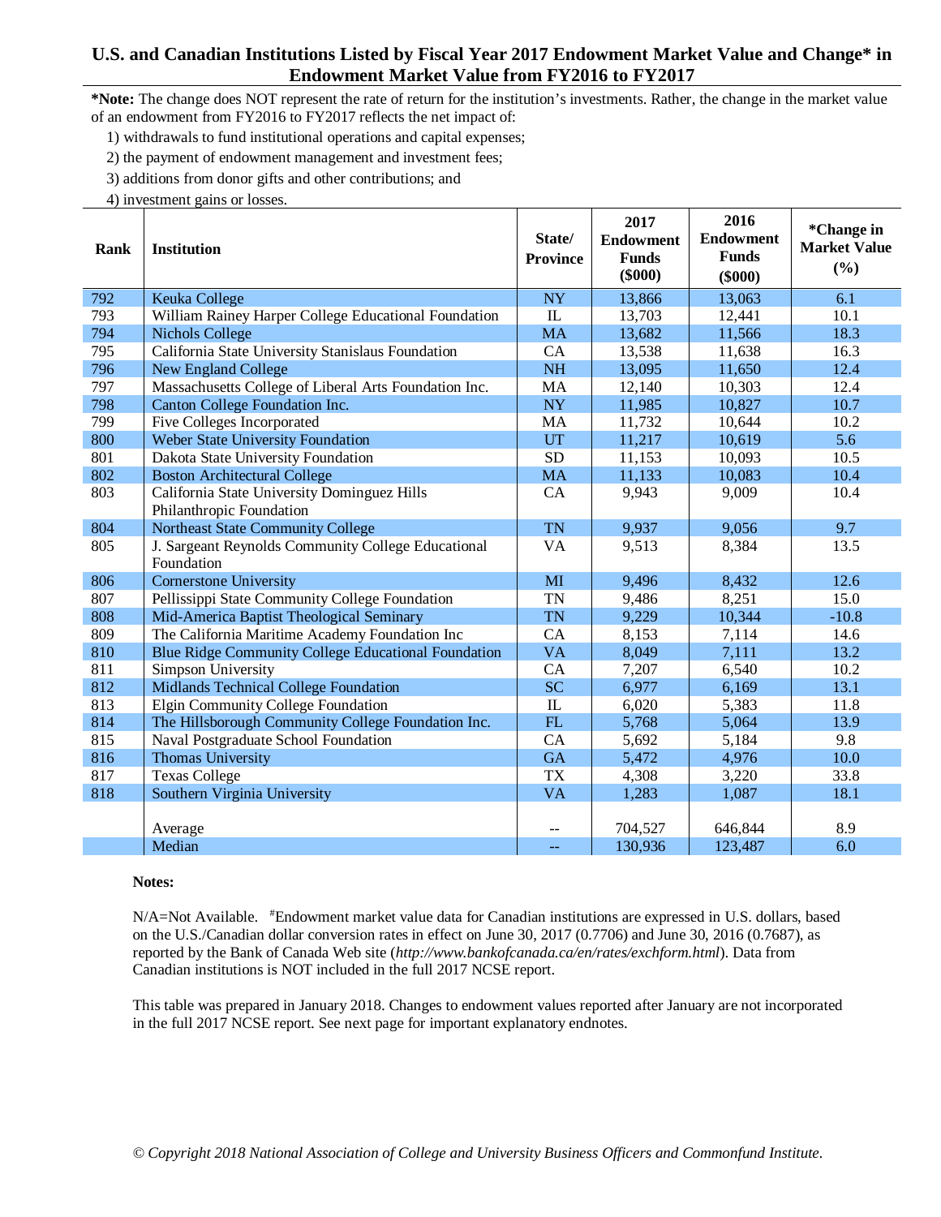## U.S. and Canadian Institutions Listed by Fiscal Year 2017 Endowment Market Value and Change* in Endowment Market Value from FY2016 to FY2017

***Note:** The change does NOT represent the rate of return for the institution's investments. Rather, the change in the market value of an endowment from FY2016 to FY2017 reflects the net impact of:

1) withdrawals to fund institutional operations and capital expenses;
2) the payment of endowment management and investment fees;
3) additions from donor gifts and other contributions; and
4) investment gains or losses.

| Rank | Institution | State/ Province | 2017 Endowment Funds ($000) | 2016 Endowment Funds ($000) | *Change in Market Value (%) |
|---|---|---|---|---|---|
| 792 | Keuka College | NY | 13,866 | 13,063 | 6.1 |
| 793 | William Rainey Harper College Educational Foundation | IL | 13,703 | 12,441 | 10.1 |
| 794 | Nichols College | MA | 13,682 | 11,566 | 18.3 |
| 795 | California State University Stanislaus Foundation | CA | 13,538 | 11,638 | 16.3 |
| 796 | New England College | NH | 13,095 | 11,650 | 12.4 |
| 797 | Massachusetts College of Liberal Arts Foundation Inc. | MA | 12,140 | 10,303 | 12.4 |
| 798 | Canton College Foundation Inc. | NY | 11,985 | 10,827 | 10.7 |
| 799 | Five Colleges Incorporated | MA | 11,732 | 10,644 | 10.2 |
| 800 | Weber State University Foundation | UT | 11,217 | 10,619 | 5.6 |
| 801 | Dakota State University Foundation | SD | 11,153 | 10,093 | 10.5 |
| 802 | Boston Architectural College | MA | 11,133 | 10,083 | 10.4 |
| 803 | California State University Dominguez Hills Philanthropic Foundation | CA | 9,943 | 9,009 | 10.4 |
| 804 | Northeast State Community College | TN | 9,937 | 9,056 | 9.7 |
| 805 | J. Sargeant Reynolds Community College Educational Foundation | VA | 9,513 | 8,384 | 13.5 |
| 806 | Cornerstone University | MI | 9,496 | 8,432 | 12.6 |
| 807 | Pellissippi State Community College Foundation | TN | 9,486 | 8,251 | 15.0 |
| 808 | Mid-America Baptist Theological Seminary | TN | 9,229 | 10,344 | -10.8 |
| 809 | The California Maritime Academy Foundation Inc | CA | 8,153 | 7,114 | 14.6 |
| 810 | Blue Ridge Community College Educational Foundation | VA | 8,049 | 7,111 | 13.2 |
| 811 | Simpson University | CA | 7,207 | 6,540 | 10.2 |
| 812 | Midlands Technical College Foundation | SC | 6,977 | 6,169 | 13.1 |
| 813 | Elgin Community College Foundation | IL | 6,020 | 5,383 | 11.8 |
| 814 | The Hillsborough Community College Foundation Inc. | FL | 5,768 | 5,064 | 13.9 |
| 815 | Naval Postgraduate School Foundation | CA | 5,692 | 5,184 | 9.8 |
| 816 | Thomas University | GA | 5,472 | 4,976 | 10.0 |
| 817 | Texas College | TX | 4,308 | 3,220 | 33.8 |
| 818 | Southern Virginia University | VA | 1,283 | 1,087 | 18.1 |
| | Average | -- | 704,527 | 646,844 | 8.9 |
| | Median | -- | 130,936 | 123,487 | 6.0 |

**Notes:**

N/A=Not Available. #Endowment market value data for Canadian institutions are expressed in U.S. dollars, based on the U.S./Canadian dollar conversion rates in effect on June 30, 2017 (0.7706) and June 30, 2016 (0.7687), as reported by the Bank of Canada Web site (*http://www.bankofcanada.ca/en/rates/exchform.html*). Data from Canadian institutions is NOT included in the full 2017 NCSE report.

This table was prepared in January 2018. Changes to endowment values reported after January are not incorporated in the full 2017 NCSE report. See next page for important explanatory endnotes.

*© Copyright 2018 National Association of College and University Business Officers and Commonfund Institute.*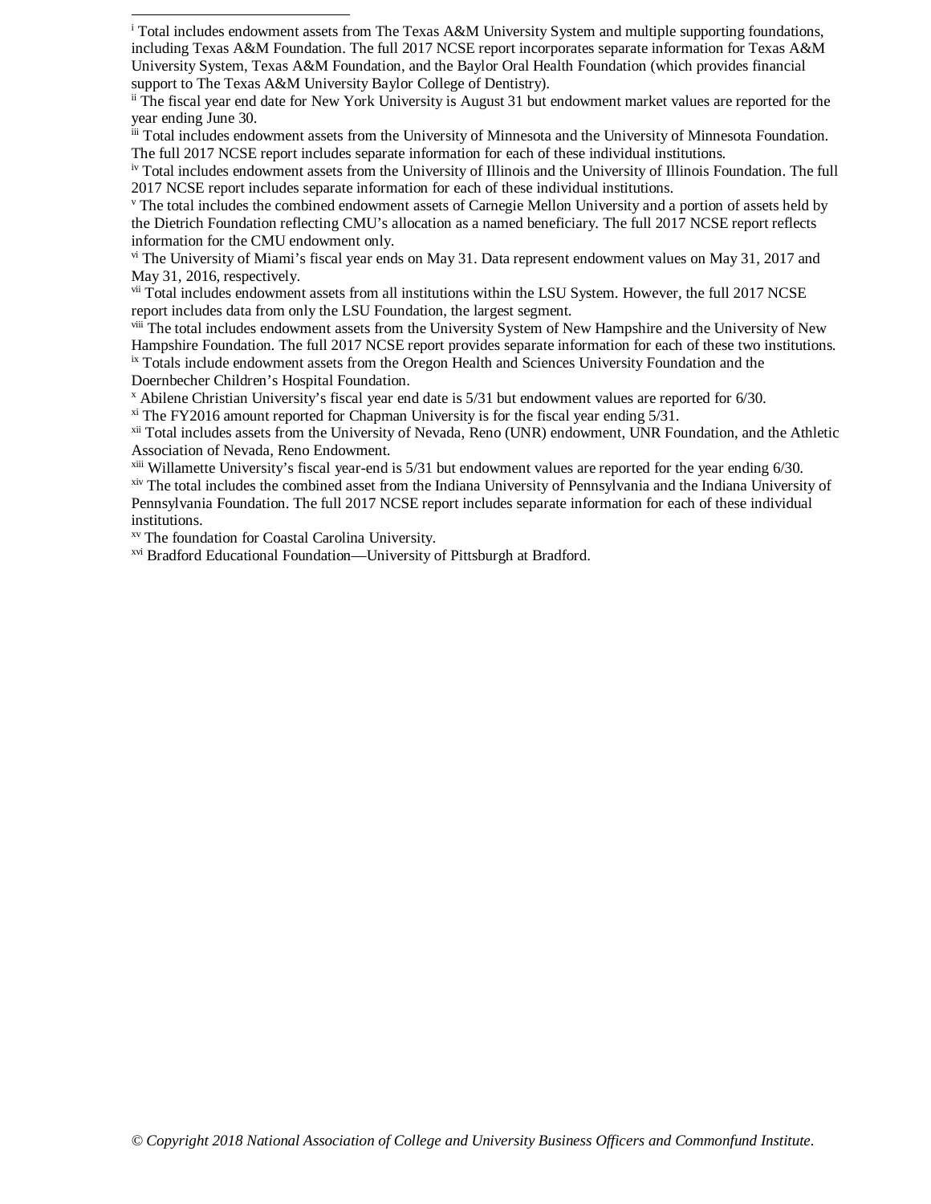[i] Total includes endowment assets from The Texas A&M University System and multiple supporting foundations, including Texas A&M Foundation. The full 2017 NCSE report incorporates separate information for Texas A&M University System, Texas A&M Foundation, and the Baylor Oral Health Foundation (which provides financial support to The Texas A&M University Baylor College of Dentistry).

[ii] The fiscal year end date for New York University is August 31 but endowment market values are reported for the year ending June 30.

[iii] Total includes endowment assets from the University of Minnesota and the University of Minnesota Foundation. The full 2017 NCSE report includes separate information for each of these individual institutions.

[iv] Total includes endowment assets from the University of Illinois and the University of Illinois Foundation. The full 2017 NCSE report includes separate information for each of these individual institutions.

[v] The total includes the combined endowment assets of Carnegie Mellon University and a portion of assets held by the Dietrich Foundation reflecting CMU's allocation as a named beneficiary. The full 2017 NCSE report reflects information for the CMU endowment only.

[vi] The University of Miami's fiscal year ends on May 31. Data represent endowment values on May 31, 2017 and May 31, 2016, respectively.

[vii] Total includes endowment assets from all institutions within the LSU System. However, the full 2017 NCSE report includes data from only the LSU Foundation, the largest segment.

[viii] The total includes endowment assets from the University System of New Hampshire and the University of New Hampshire Foundation. The full 2017 NCSE report provides separate information for each of these two institutions.

[ix] Totals include endowment assets from the Oregon Health and Sciences University Foundation and the Doernbecher Children's Hospital Foundation.

[x] Abilene Christian University's fiscal year end date is 5/31 but endowment values are reported for 6/30.

[xi] The FY2016 amount reported for Chapman University is for the fiscal year ending 5/31.

[xii] Total includes assets from the University of Nevada, Reno (UNR) endowment, UNR Foundation, and the Athletic Association of Nevada, Reno Endowment.

[xiii] Willamette University's fiscal year-end is 5/31 but endowment values are reported for the year ending 6/30.

[xiv] The total includes the combined asset from the Indiana University of Pennsylvania and the Indiana University of Pennsylvania Foundation. The full 2017 NCSE report includes separate information for each of these individual institutions.

[xv] The foundation for Coastal Carolina University.

[xvi] Bradford Educational Foundation—University of Pittsburgh at Bradford.

*© Copyright 2018 National Association of College and University Business Officers and Commonfund Institute.*